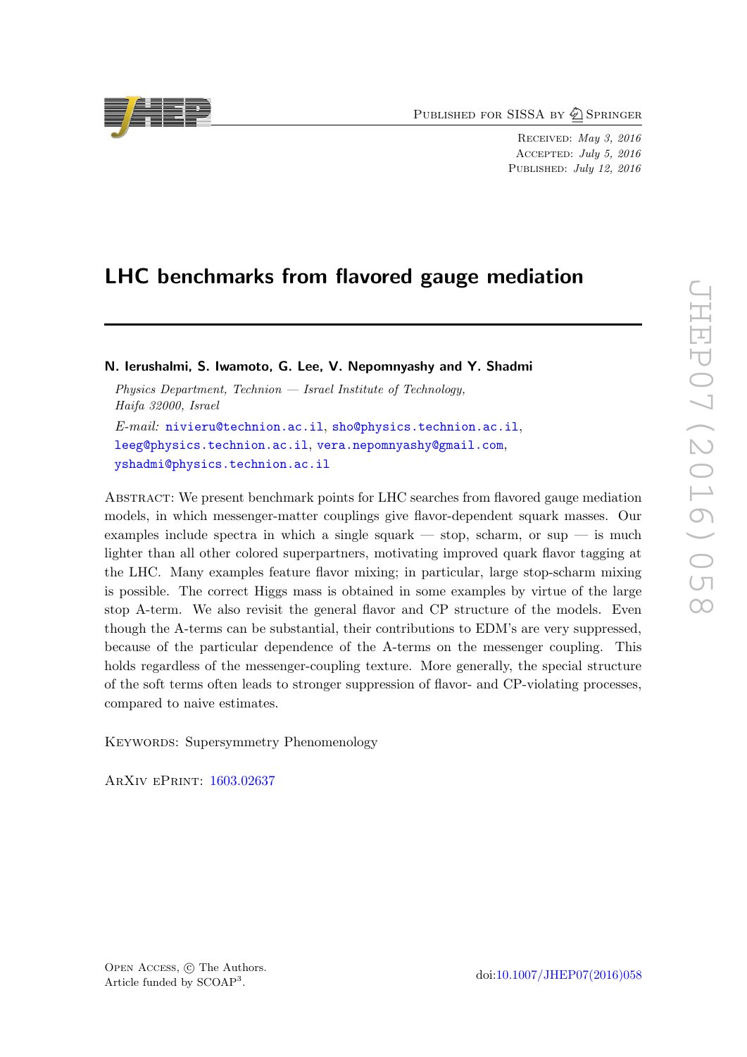Published for SISSA by Springer

Received: *May 3, 2016*
Accepted: *July 5, 2016*
Published: *July 12, 2016*

# LHC benchmarks from flavored gauge mediation

**N. Ierushalmi, S. Iwamoto, G. Lee, V. Nepomnyashy and Y. Shadmi**

*Physics Department, Technion — Israel Institute of Technology, Haifa 32000, Israel*

*E-mail:* nivieru@technion.ac.il, sho@physics.technion.ac.il, leeg@physics.technion.ac.il, vera.nepomnyashy@gmail.com, yshadmi@physics.technion.ac.il

Abstract: We present benchmark points for LHC searches from flavored gauge mediation models, in which messenger-matter couplings give flavor-dependent squark masses. Our examples include spectra in which a single squark — stop, scharm, or sup — is much lighter than all other colored superpartners, motivating improved quark flavor tagging at the LHC. Many examples feature flavor mixing; in particular, large stop-scharm mixing is possible. The correct Higgs mass is obtained in some examples by virtue of the large stop A-term. We also revisit the general flavor and CP structure of the models. Even though the A-terms can be substantial, their contributions to EDM's are very suppressed, because of the particular dependence of the A-terms on the messenger coupling. This holds regardless of the messenger-coupling texture. More generally, the special structure of the soft terms often leads to stronger suppression of flavor- and CP-violating processes, compared to naive estimates.

Keywords: Supersymmetry Phenomenology

ArXiv ePrint: 1603.02637

Open Access, © The Authors.
Article funded by SCOAP[3].

doi:10.1007/JHEP07(2016)058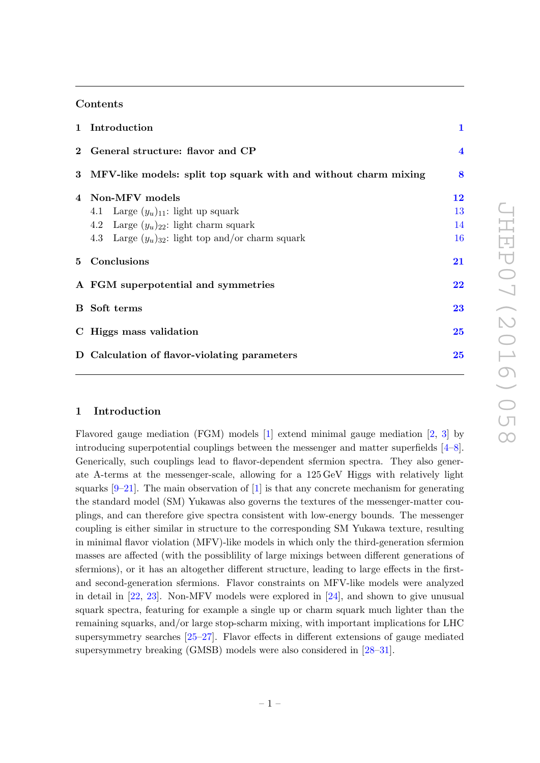## Contents

| | | |
|---|---|---|
| **1** | **Introduction** | **1** |
| **2** | **General structure: flavor and CP** | **4** |
| **3** | **MFV-like models: split top squark with and without charm mixing** | **8** |
| **4** | **Non-MFV models** | **12** |
| | 4.1 Large $(y_u)_{11}$: light up squark | 13 |
| | 4.2 Large $(y_u)_{22}$: light charm squark | 14 |
| | 4.3 Large $(y_u)_{32}$: light top and/or charm squark | 16 |
| **5** | **Conclusions** | **21** |
| **A** | **FGM superpotential and symmetries** | **22** |
| **B** | **Soft terms** | **23** |
| **C** | **Higgs mass validation** | **25** |
| **D** | **Calculation of flavor-violating parameters** | **25** |

## 1 Introduction

Flavored gauge mediation (FGM) models [1] extend minimal gauge mediation [2, 3] by introducing superpotential couplings between the messenger and matter superfields [4–8]. Generically, such couplings lead to flavor-dependent sfermion spectra. They also generate A-terms at the messenger-scale, allowing for a 125 GeV Higgs with relatively light squarks [9–21]. The main observation of [1] is that any concrete mechanism for generating the standard model (SM) Yukawas also governs the textures of the messenger-matter couplings, and can therefore give spectra consistent with low-energy bounds. The messenger coupling is either similar in structure to the corresponding SM Yukawa texture, resulting in minimal flavor violation (MFV)-like models in which only the third-generation sfermion masses are affected (with the possiblility of large mixings between different generations of sfermions), or it has an altogether different structure, leading to large effects in the first- and second-generation sfermions. Flavor constraints on MFV-like models were analyzed in detail in [22, 23]. Non-MFV models were explored in [24], and shown to give unusual squark spectra, featuring for example a single up or charm squark much lighter than the remaining squarks, and/or large stop-scharm mixing, with important implications for LHC supersymmetry searches [25–27]. Flavor effects in different extensions of gauge mediated supersymmetry breaking (GMSB) models were also considered in [28–31].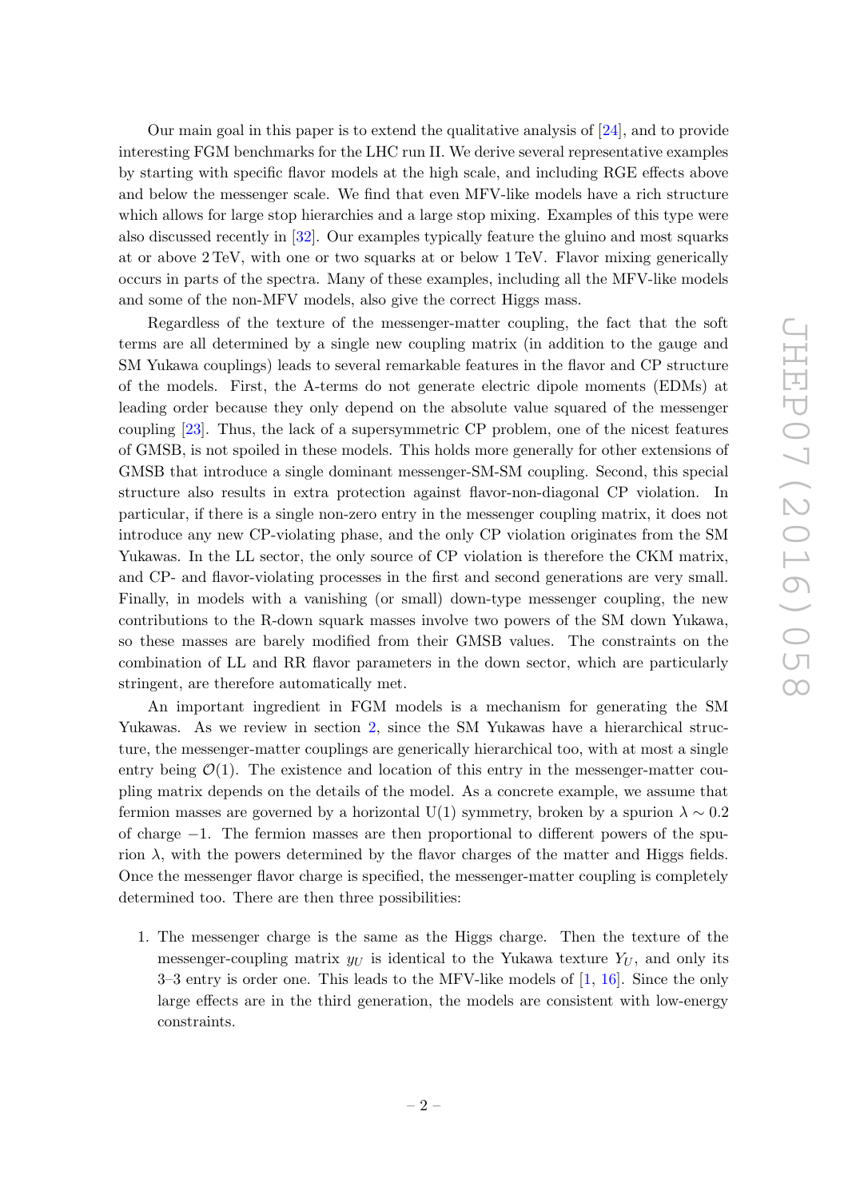Our main goal in this paper is to extend the qualitative analysis of [24], and to provide interesting FGM benchmarks for the LHC run II. We derive several representative examples by starting with specific flavor models at the high scale, and including RGE effects above and below the messenger scale. We find that even MFV-like models have a rich structure which allows for large stop hierarchies and a large stop mixing. Examples of this type were also discussed recently in [32]. Our examples typically feature the gluino and most squarks at or above 2 TeV, with one or two squarks at or below 1 TeV. Flavor mixing generically occurs in parts of the spectra. Many of these examples, including all the MFV-like models and some of the non-MFV models, also give the correct Higgs mass.

Regardless of the texture of the messenger-matter coupling, the fact that the soft terms are all determined by a single new coupling matrix (in addition to the gauge and SM Yukawa couplings) leads to several remarkable features in the flavor and CP structure of the models. First, the A-terms do not generate electric dipole moments (EDMs) at leading order because they only depend on the absolute value squared of the messenger coupling [23]. Thus, the lack of a supersymmetric CP problem, one of the nicest features of GMSB, is not spoiled in these models. This holds more generally for other extensions of GMSB that introduce a single dominant messenger-SM-SM coupling. Second, this special structure also results in extra protection against flavor-non-diagonal CP violation. In particular, if there is a single non-zero entry in the messenger coupling matrix, it does not introduce any new CP-violating phase, and the only CP violation originates from the SM Yukawas. In the LL sector, the only source of CP violation is therefore the CKM matrix, and CP- and flavor-violating processes in the first and second generations are very small. Finally, in models with a vanishing (or small) down-type messenger coupling, the new contributions to the R-down squark masses involve two powers of the SM down Yukawa, so these masses are barely modified from their GMSB values. The constraints on the combination of LL and RR flavor parameters in the down sector, which are particularly stringent, are therefore automatically met.

An important ingredient in FGM models is a mechanism for generating the SM Yukawas. As we review in section 2, since the SM Yukawas have a hierarchical structure, the messenger-matter couplings are generically hierarchical too, with at most a single entry being $\mathcal{O}(1)$. The existence and location of this entry in the messenger-matter coupling matrix depends on the details of the model. As a concrete example, we assume that fermion masses are governed by a horizontal U(1) symmetry, broken by a spurion $\lambda \sim 0.2$ of charge $-1$. The fermion masses are then proportional to different powers of the spurion $\lambda$, with the powers determined by the flavor charges of the matter and Higgs fields. Once the messenger flavor charge is specified, the messenger-matter coupling is completely determined too. There are then three possibilities:

1. The messenger charge is the same as the Higgs charge. Then the texture of the messenger-coupling matrix $y_U$ is identical to the Yukawa texture $Y_U$, and only its 3–3 entry is order one. This leads to the MFV-like models of [1, 16]. Since the only large effects are in the third generation, the models are consistent with low-energy constraints.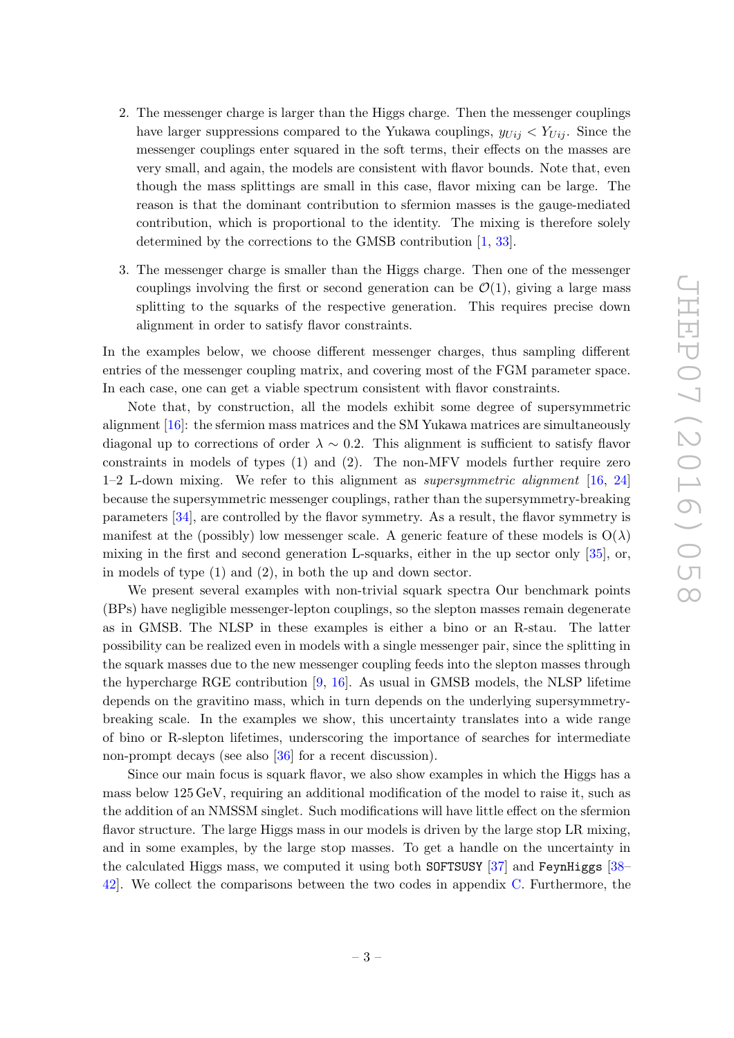2. The messenger charge is larger than the Higgs charge. Then the messenger couplings have larger suppressions compared to the Yukawa couplings, $y_{Uij} < Y_{Uij}$. Since the messenger couplings enter squared in the soft terms, their effects on the masses are very small, and again, the models are consistent with flavor bounds. Note that, even though the mass splittings are small in this case, flavor mixing can be large. The reason is that the dominant contribution to sfermion masses is the gauge-mediated contribution, which is proportional to the identity. The mixing is therefore solely determined by the corrections to the GMSB contribution [1, 33].

3. The messenger charge is smaller than the Higgs charge. Then one of the messenger couplings involving the first or second generation can be $\mathcal{O}(1)$, giving a large mass splitting to the squarks of the respective generation. This requires precise down alignment in order to satisfy flavor constraints.

In the examples below, we choose different messenger charges, thus sampling different entries of the messenger coupling matrix, and covering most of the FGM parameter space. In each case, one can get a viable spectrum consistent with flavor constraints.

Note that, by construction, all the models exhibit some degree of supersymmetric alignment [16]: the sfermion mass matrices and the SM Yukawa matrices are simultaneously diagonal up to corrections of order $\lambda \sim 0.2$. This alignment is sufficient to satisfy flavor constraints in models of types (1) and (2). The non-MFV models further require zero 1–2 L-down mixing. We refer to this alignment as *supersymmetric alignment* [16, 24] because the supersymmetric messenger couplings, rather than the supersymmetry-breaking parameters [34], are controlled by the flavor symmetry. As a result, the flavor symmetry is manifest at the (possibly) low messenger scale. A generic feature of these models is $\mathrm{O}(\lambda)$ mixing in the first and second generation L-squarks, either in the up sector only [35], or, in models of type (1) and (2), in both the up and down sector.

We present several examples with non-trivial squark spectra Our benchmark points (BPs) have negligible messenger-lepton couplings, so the slepton masses remain degenerate as in GMSB. The NLSP in these examples is either a bino or an R-stau. The latter possibility can be realized even in models with a single messenger pair, since the splitting in the squark masses due to the new messenger coupling feeds into the slepton masses through the hypercharge RGE contribution [9, 16]. As usual in GMSB models, the NLSP lifetime depends on the gravitino mass, which in turn depends on the underlying supersymmetry-breaking scale. In the examples we show, this uncertainty translates into a wide range of bino or R-slepton lifetimes, underscoring the importance of searches for intermediate non-prompt decays (see also [36] for a recent discussion).

Since our main focus is squark flavor, we also show examples in which the Higgs has a mass below 125 GeV, requiring an additional modification of the model to raise it, such as the addition of an NMSSM singlet. Such modifications will have little effect on the sfermion flavor structure. The large Higgs mass in our models is driven by the large stop LR mixing, and in some examples, by the large stop masses. To get a handle on the uncertainty in the calculated Higgs mass, we computed it using both `SOFTSUSY` [37] and `FeynHiggs` [38–42]. We collect the comparisons between the two codes in appendix C. Furthermore, the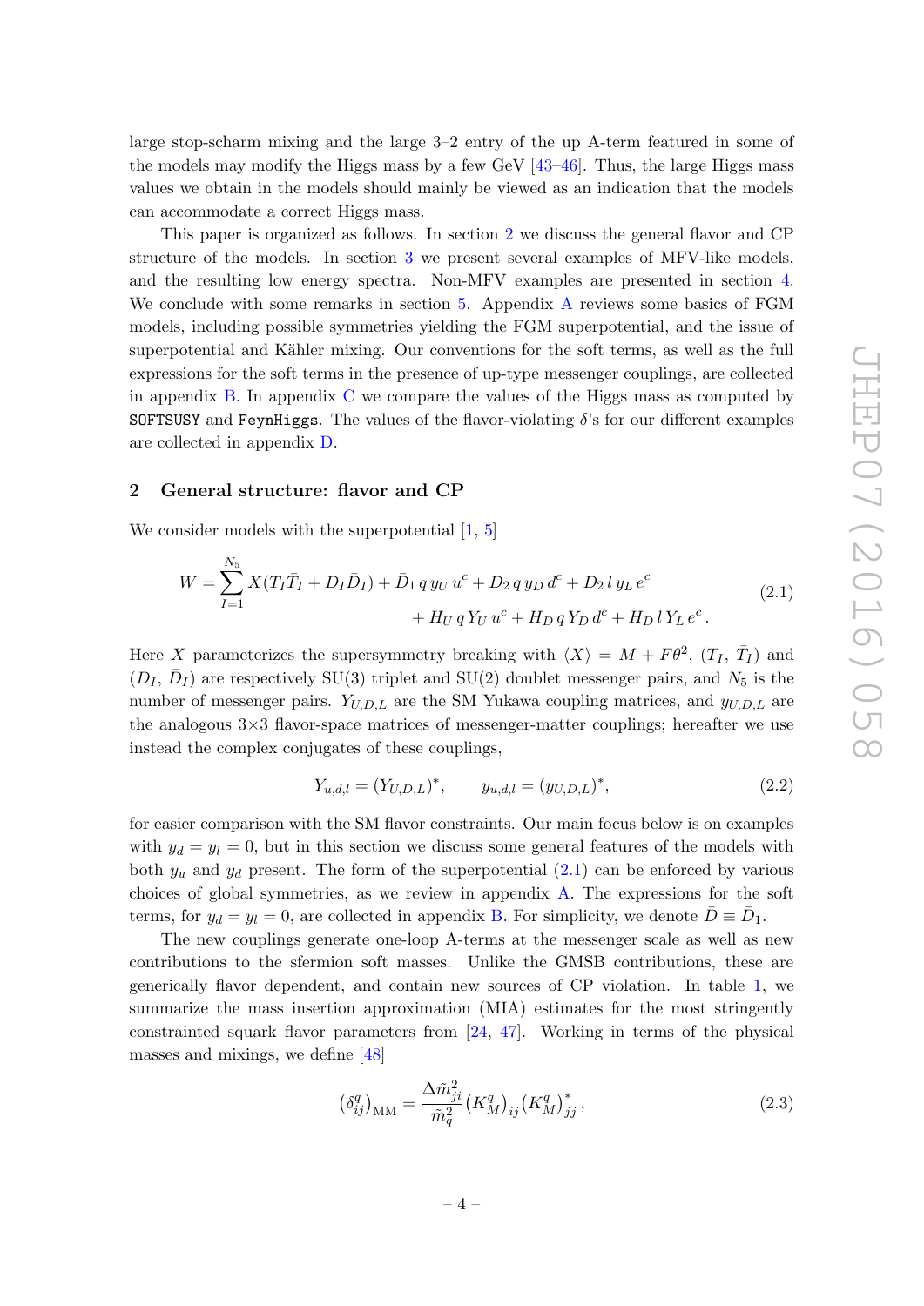large stop-scharm mixing and the large 3–2 entry of the up A-term featured in some of the models may modify the Higgs mass by a few GeV [43–46]. Thus, the large Higgs mass values we obtain in the models should mainly be viewed as an indication that the models can accommodate a correct Higgs mass.

This paper is organized as follows. In section 2 we discuss the general flavor and CP structure of the models. In section 3 we present several examples of MFV-like models, and the resulting low energy spectra. Non-MFV examples are presented in section 4. We conclude with some remarks in section 5. Appendix A reviews some basics of FGM models, including possible symmetries yielding the FGM superpotential, and the issue of superpotential and Kähler mixing. Our conventions for the soft terms, as well as the full expressions for the soft terms in the presence of up-type messenger couplings, are collected in appendix B. In appendix C we compare the values of the Higgs mass as computed by `SOFTSUSY` and `FeynHiggs`. The values of the flavor-violating $\delta$'s for our different examples are collected in appendix D.

## 2 General structure: flavor and CP

We consider models with the superpotential [1, 5]

$$W = \sum_{I=1}^{N_5} X(T_I \bar{T}_I + D_I \bar{D}_I) + \bar{D}_1\, q\, y_U\, u^c + D_2\, q\, y_D\, d^c + D_2\, l\, y_L\, e^c \\ + H_U\, q\, Y_U\, u^c + H_D\, q\, Y_D\, d^c + H_D\, l\, Y_L\, e^c\,. \tag{2.1}$$

Here $X$ parameterizes the supersymmetry breaking with $\langle X\rangle = M + F\theta^2$, $(T_I,\, \bar{T}_I)$ and $(D_I,\, \bar{D}_I)$ are respectively SU(3) triplet and SU(2) doublet messenger pairs, and $N_5$ is the number of messenger pairs. $Y_{U,D,L}$ are the SM Yukawa coupling matrices, and $y_{U,D,L}$ are the analogous 3×3 flavor-space matrices of messenger-matter couplings; hereafter we use instead the complex conjugates of these couplings,

$$Y_{u,d,l} = (Y_{U,D,L})^*, \qquad y_{u,d,l} = (y_{U,D,L})^*, \tag{2.2}$$

for easier comparison with the SM flavor constraints. Our main focus below is on examples with $y_d = y_l = 0$, but in this section we discuss some general features of the models with both $y_u$ and $y_d$ present. The form of the superpotential (2.1) can be enforced by various choices of global symmetries, as we review in appendix A. The expressions for the soft terms, for $y_d = y_l = 0$, are collected in appendix B. For simplicity, we denote $\bar{D} \equiv \bar{D}_1$.

The new couplings generate one-loop A-terms at the messenger scale as well as new contributions to the sfermion soft masses. Unlike the GMSB contributions, these are generically flavor dependent, and contain new sources of CP violation. In table 1, we summarize the mass insertion approximation (MIA) estimates for the most stringently constrainted squark flavor parameters from [24, 47]. Working in terms of the physical masses and mixings, we define [48]

$$\left(\delta^q_{ij}\right)_{\rm MM} = \frac{\Delta\tilde{m}^2_{ji}}{\tilde{m}^2_q}\left(K^q_M\right)_{ij}\left(K^q_M\right)^*_{jj}, \tag{2.3}$$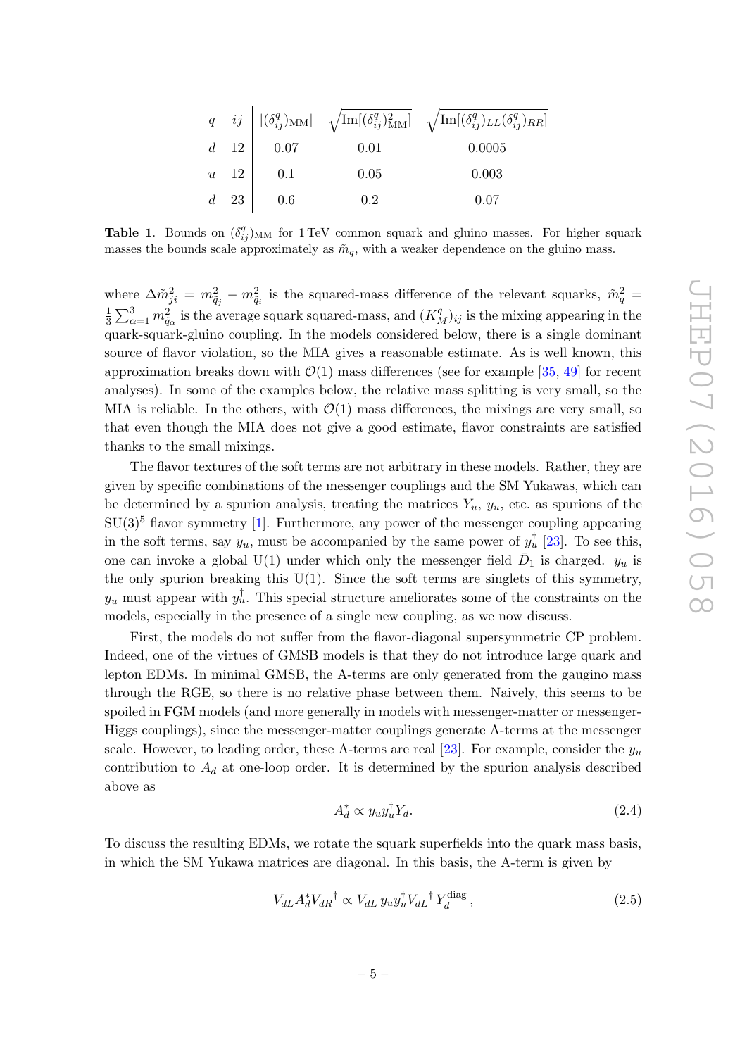| $q$ | $ij$ | $\lvert(\delta^q_{ij})_{\rm MM}\rvert$ | $\sqrt{{\rm Im}[(\delta^q_{ij})^2_{\rm MM}]}$ | $\sqrt{{\rm Im}[(\delta^q_{ij})_{LL}(\delta^q_{ij})_{RR}]}$ |
|---|---|---|---|---|
| $d$ | 12 | 0.07 | 0.01 | 0.0005 |
| $u$ | 12 | 0.1 | 0.05 | 0.003 |
| $d$ | 23 | 0.6 | 0.2 | 0.07 |

**Table 1**. Bounds on $(\delta^q_{ij})_{\rm MM}$ for 1 TeV common squark and gluino masses. For higher squark masses the bounds scale approximately as $\tilde{m}_q$, with a weaker dependence on the gluino mass.

where $\Delta\tilde{m}^2_{ji} = m^2_{\tilde{q}_j} - m^2_{\tilde{q}_i}$ is the squared-mass difference of the relevant squarks, $\tilde{m}^2_q = \frac{1}{3}\sum_{\alpha=1}^{3} m^2_{\tilde{q}_\alpha}$ is the average squark squared-mass, and $(K^q_M)_{ij}$ is the mixing appearing in the quark-squark-gluino coupling. In the models considered below, there is a single dominant source of flavor violation, so the MIA gives a reasonable estimate. As is well known, this approximation breaks down with $\mathcal{O}(1)$ mass differences (see for example [35, 49] for recent analyses). In some of the examples below, the relative mass splitting is very small, so the MIA is reliable. In the others, with $\mathcal{O}(1)$ mass differences, the mixings are very small, so that even though the MIA does not give a good estimate, flavor constraints are satisfied thanks to the small mixings.

The flavor textures of the soft terms are not arbitrary in these models. Rather, they are given by specific combinations of the messenger couplings and the SM Yukawas, which can be determined by a spurion analysis, treating the matrices $Y_u$, $y_u$, etc. as spurions of the $\mathrm{SU}(3)^5$ flavor symmetry [1]. Furthermore, any power of the messenger coupling appearing in the soft terms, say $y_u$, must be accompanied by the same power of $y_u^\dagger$ [23]. To see this, one can invoke a global U(1) under which only the messenger field $\bar{D}_1$ is charged. $y_u$ is the only spurion breaking this U(1). Since the soft terms are singlets of this symmetry, $y_u$ must appear with $y_u^\dagger$. This special structure ameliorates some of the constraints on the models, especially in the presence of a single new coupling, as we now discuss.

First, the models do not suffer from the flavor-diagonal supersymmetric CP problem. Indeed, one of the virtues of GMSB models is that they do not introduce large quark and lepton EDMs. In minimal GMSB, the A-terms are only generated from the gaugino mass through the RGE, so there is no relative phase between them. Naively, this seems to be spoiled in FGM models (and more generally in models with messenger-matter or messenger-Higgs couplings), since the messenger-matter couplings generate A-terms at the messenger scale. However, to leading order, these A-terms are real [23]. For example, consider the $y_u$ contribution to $A_d$ at one-loop order. It is determined by the spurion analysis described above as

$$A^*_d \propto y_u y_u^\dagger Y_d. \tag{2.4}$$

To discuss the resulting EDMs, we rotate the squark superfields into the quark mass basis, in which the SM Yukawa matrices are diagonal. In this basis, the A-term is given by

$$V_{dL} A^*_d {V_{dR}}^\dagger \propto V_{dL}\, y_u y_u^\dagger {V_{dL}}^\dagger\, Y_d^{\rm diag}\,, \tag{2.5}$$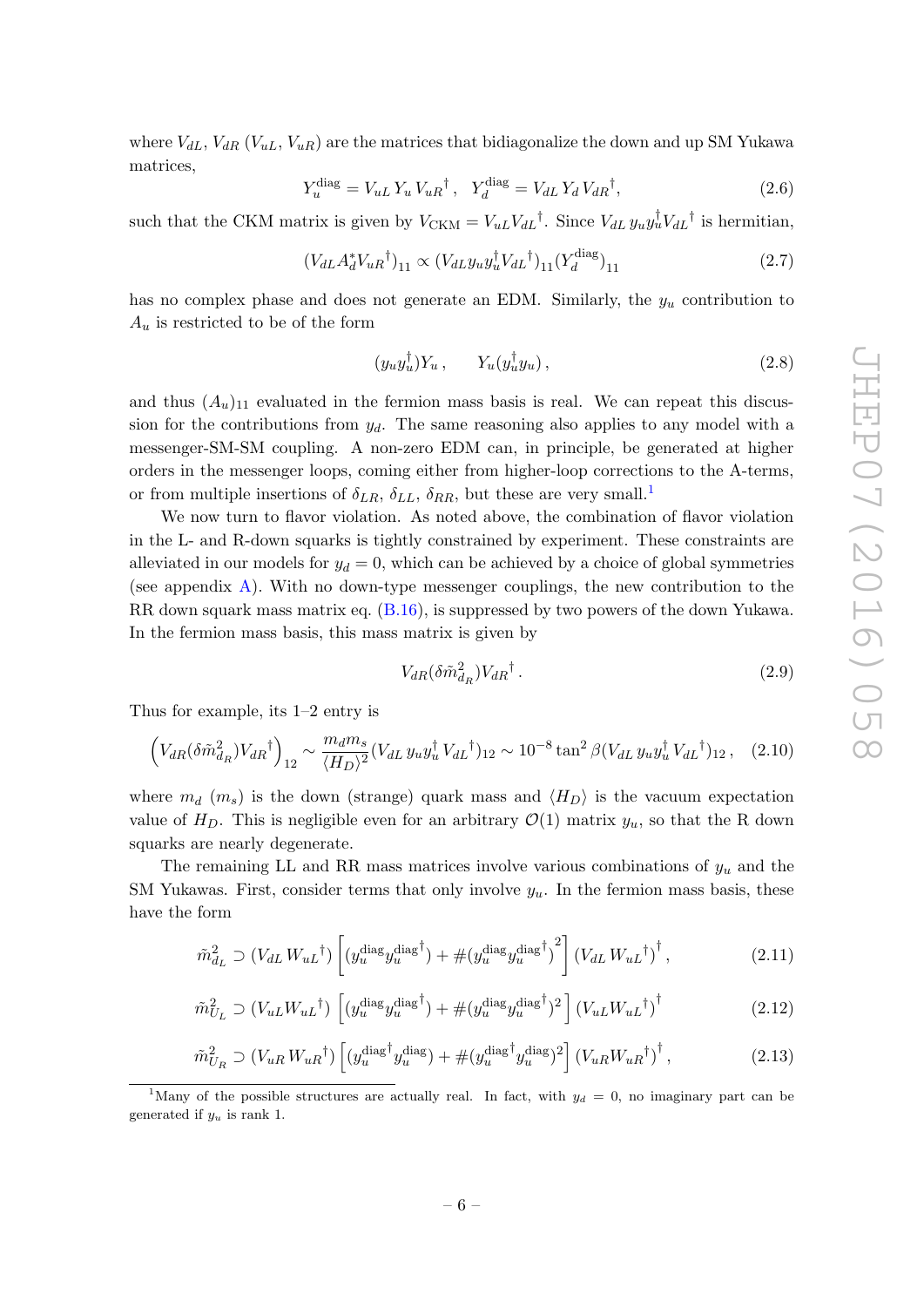where $V_{dL}$, $V_{dR}$ ($V_{uL}$, $V_{uR}$) are the matrices that bidiagonalize the down and up SM Yukawa matrices,

$$Y_u^{\rm diag} = V_{uL}\, Y_u\, V_{uR}{}^\dagger\,, \quad Y_d^{\rm diag} = V_{dL}\, Y_d\, V_{dR}{}^\dagger, \tag{2.6}$$

such that the CKM matrix is given by $V_{\rm CKM} = V_{uL} V_{dL}{}^\dagger$. Since $V_{dL}\, y_u y_u^\dagger V_{dL}{}^\dagger$ is hermitian,

$$(V_{dL} A_d^* V_{uR}{}^\dagger)_{11} \propto (V_{dL} y_u y_u^\dagger V_{dL}{}^\dagger)_{11} (Y_d^{\rm diag})_{11} \tag{2.7}$$

has no complex phase and does not generate an EDM. Similarly, the $y_u$ contribution to $A_u$ is restricted to be of the form

$$(y_u y_u^\dagger) Y_u\,, \qquad Y_u (y_u^\dagger y_u)\,, \tag{2.8}$$

and thus $(A_u)_{11}$ evaluated in the fermion mass basis is real. We can repeat this discussion for the contributions from $y_d$. The same reasoning also applies to any model with a messenger-SM-SM coupling. A non-zero EDM can, in principle, be generated at higher orders in the messenger loops, coming either from higher-loop corrections to the A-terms, or from multiple insertions of $\delta_{LR}$, $\delta_{LL}$, $\delta_{RR}$, but these are very small.[1]

We now turn to flavor violation. As noted above, the combination of flavor violation in the L- and R-down squarks is tightly constrained by experiment. These constraints are alleviated in our models for $y_d = 0$, which can be achieved by a choice of global symmetries (see appendix A). With no down-type messenger couplings, the new contribution to the RR down squark mass matrix eq. (B.16), is suppressed by two powers of the down Yukawa. In the fermion mass basis, this mass matrix is given by

$$V_{dR} (\delta \tilde{m}^2_{d_R}) V_{dR}{}^\dagger\,. \tag{2.9}$$

Thus for example, its 1–2 entry is

$$\left(V_{dR} (\delta \tilde{m}^2_{d_R}) V_{dR}{}^\dagger\right)_{12} \sim \frac{m_d m_s}{\langle H_D \rangle^2} (V_{dL}\, y_u y_u^\dagger\, V_{dL}{}^\dagger)_{12} \sim 10^{-8} \tan^2\beta (V_{dL}\, y_u y_u^\dagger\, V_{dL}{}^\dagger)_{12}\,, \tag{2.10}$$

where $m_d$ ($m_s$) is the down (strange) quark mass and $\langle H_D \rangle$ is the vacuum expectation value of $H_D$. This is negligible even for an arbitrary $\mathcal{O}(1)$ matrix $y_u$, so that the R down squarks are nearly degenerate.

The remaining LL and RR mass matrices involve various combinations of $y_u$ and the SM Yukawas. First, consider terms that only involve $y_u$. In the fermion mass basis, these have the form

$$\tilde{m}^2_{d_L} \supset (V_{dL}\, W_{uL}{}^\dagger) \left[ (y_u^{\rm diag} y_u^{\rm diag\dagger}) + \#(y_u^{\rm diag} y_u^{\rm diag\dagger})^2 \right] (V_{dL}\, W_{uL}{}^\dagger)^\dagger\,, \tag{2.11}$$

$$\tilde{m}^2_{U_L} \supset (V_{uL} W_{uL}{}^\dagger) \left[ (y_u^{\rm diag} y_u^{\rm diag\dagger}) + \#(y_u^{\rm diag} y_u^{\rm diag\dagger})^2 \right] (V_{uL} W_{uL}{}^\dagger)^\dagger \tag{2.12}$$

$$\tilde{m}^2_{U_R} \supset (V_{uR}\, W_{uR}{}^\dagger) \left[ (y_u^{\rm diag\dagger} y_u^{\rm diag}) + \#(y_u^{\rm diag\dagger} y_u^{\rm diag})^2 \right] (V_{uR} W_{uR}{}^\dagger)^\dagger\,, \tag{2.13}$$

[1] Many of the possible structures are actually real. In fact, with $y_d = 0$, no imaginary part can be generated if $y_u$ is rank 1.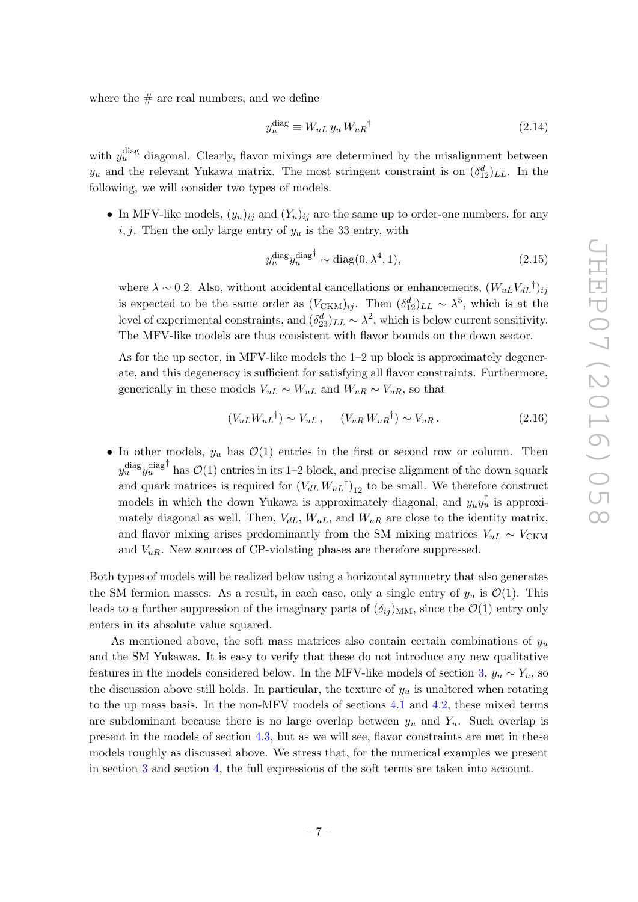where the # are real numbers, and we define

$$
y_u^{\rm diag} \equiv W_{uL}\, y_u\, {W_{uR}}^\dagger \tag{2.14}
$$

with $y_u^{\rm diag}$ diagonal. Clearly, flavor mixings are determined by the misalignment between $y_u$ and the relevant Yukawa matrix. The most stringent constraint is on $(\delta^d_{12})_{LL}$. In the following, we will consider two types of models.

- In MFV-like models, $(y_u)_{ij}$ and $(Y_u)_{ij}$ are the same up to order-one numbers, for any $i, j$. Then the only large entry of $y_u$ is the 33 entry, with

  $$
  y_u^{\rm diag} {y_u^{\rm diag}}^\dagger \sim {\rm diag}(0, \lambda^4, 1), \tag{2.15}
  $$

  where $\lambda \sim 0.2$. Also, without accidental cancellations or enhancements, $(W_{uL}{V_{dL}}^\dagger)_{ij}$ is expected to be the same order as $(V_{\rm CKM})_{ij}$. Then $(\delta^d_{12})_{LL} \sim \lambda^5$, which is at the level of experimental constraints, and $(\delta^d_{23})_{LL} \sim \lambda^2$, which is below current sensitivity. The MFV-like models are thus consistent with flavor bounds on the down sector.

  As for the up sector, in MFV-like models the 1–2 up block is approximately degenerate, and this degeneracy is sufficient for satisfying all flavor constraints. Furthermore, generically in these models $V_{uL} \sim W_{uL}$ and $W_{uR} \sim V_{uR}$, so that

  $$
  (V_{uL}{W_{uL}}^\dagger) \sim V_{uL}\,, \qquad (V_{uR}\,{W_{uR}}^\dagger) \sim V_{uR}\,. \tag{2.16}
  $$

- In other models, $y_u$ has $\mathcal{O}(1)$ entries in the first or second row or column. Then $y_u^{\rm diag}{y_u^{\rm diag}}^\dagger$ has $\mathcal{O}(1)$ entries in its 1–2 block, and precise alignment of the down squark and quark matrices is required for $(V_{dL}\,{W_{uL}}^\dagger)_{12}$ to be small. We therefore construct models in which the down Yukawa is approximately diagonal, and $y_u y_u^\dagger$ is approximately diagonal as well. Then, $V_{dL}$, $W_{uL}$, and $W_{uR}$ are close to the identity matrix, and flavor mixing arises predominantly from the SM mixing matrices $V_{uL} \sim V_{\rm CKM}$ and $V_{uR}$. New sources of CP-violating phases are therefore suppressed.

Both types of models will be realized below using a horizontal symmetry that also generates the SM fermion masses. As a result, in each case, only a single entry of $y_u$ is $\mathcal{O}(1)$. This leads to a further suppression of the imaginary parts of $(\delta_{ij})_{\rm MM}$, since the $\mathcal{O}(1)$ entry only enters in its absolute value squared.

As mentioned above, the soft mass matrices also contain certain combinations of $y_u$ and the SM Yukawas. It is easy to verify that these do not introduce any new qualitative features in the models considered below. In the MFV-like models of section 3, $y_u \sim Y_u$, so the discussion above still holds. In particular, the texture of $y_u$ is unaltered when rotating to the up mass basis. In the non-MFV models of sections 4.1 and 4.2, these mixed terms are subdominant because there is no large overlap between $y_u$ and $Y_u$. Such overlap is present in the models of section 4.3, but as we will see, flavor constraints are met in these models roughly as discussed above. We stress that, for the numerical examples we present in section 3 and section 4, the full expressions of the soft terms are taken into account.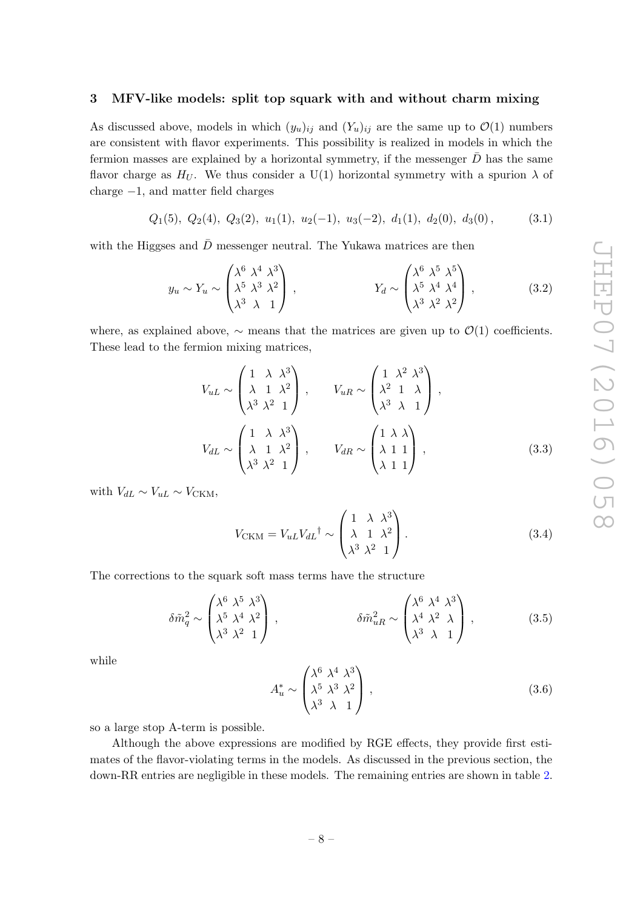## 3 MFV-like models: split top squark with and without charm mixing

As discussed above, models in which $(y_u)_{ij}$ and $(Y_u)_{ij}$ are the same up to $\mathcal{O}(1)$ numbers are consistent with flavor experiments. This possibility is realized in models in which the fermion masses are explained by a horizontal symmetry, if the messenger $\bar{D}$ has the same flavor charge as $H_U$. We thus consider a U(1) horizontal symmetry with a spurion $\lambda$ of charge $-1$, and matter field charges

$$Q_1(5),\ Q_2(4),\ Q_3(2),\ u_1(1),\ u_2(-1),\ u_3(-2),\ d_1(1),\ d_2(0),\ d_3(0)\,, \tag{3.1}$$

with the Higgses and $\bar{D}$ messenger neutral. The Yukawa matrices are then

$$y_u \sim Y_u \sim \begin{pmatrix} \lambda^6 & \lambda^4 & \lambda^3 \\ \lambda^5 & \lambda^3 & \lambda^2 \\ \lambda^3 & \lambda & 1 \end{pmatrix}, \qquad\qquad Y_d \sim \begin{pmatrix} \lambda^6 & \lambda^5 & \lambda^5 \\ \lambda^5 & \lambda^4 & \lambda^4 \\ \lambda^3 & \lambda^2 & \lambda^2 \end{pmatrix}, \tag{3.2}$$

where, as explained above, $\sim$ means that the matrices are given up to $\mathcal{O}(1)$ coefficients. These lead to the fermion mixing matrices,

$$V_{uL} \sim \begin{pmatrix} 1 & \lambda & \lambda^3 \\ \lambda & 1 & \lambda^2 \\ \lambda^3 & \lambda^2 & 1 \end{pmatrix}, \qquad V_{uR} \sim \begin{pmatrix} 1 & \lambda^2 & \lambda^3 \\ \lambda^2 & 1 & \lambda \\ \lambda^3 & \lambda & 1 \end{pmatrix},$$

$$V_{dL} \sim \begin{pmatrix} 1 & \lambda & \lambda^3 \\ \lambda & 1 & \lambda^2 \\ \lambda^3 & \lambda^2 & 1 \end{pmatrix}, \qquad V_{dR} \sim \begin{pmatrix} 1 & \lambda & \lambda \\ \lambda & 1 & 1 \\ \lambda & 1 & 1 \end{pmatrix}, \tag{3.3}$$

with $V_{dL} \sim V_{uL} \sim V_{\rm CKM}$,

$$V_{\rm CKM} = V_{uL} {V_{dL}}^\dagger \sim \begin{pmatrix} 1 & \lambda & \lambda^3 \\ \lambda & 1 & \lambda^2 \\ \lambda^3 & \lambda^2 & 1 \end{pmatrix}. \tag{3.4}$$

The corrections to the squark soft mass terms have the structure

$$\delta\tilde{m}_q^2 \sim \begin{pmatrix} \lambda^6 & \lambda^5 & \lambda^3 \\ \lambda^5 & \lambda^4 & \lambda^2 \\ \lambda^3 & \lambda^2 & 1 \end{pmatrix}, \qquad\qquad \delta\tilde{m}_{uR}^2 \sim \begin{pmatrix} \lambda^6 & \lambda^4 & \lambda^3 \\ \lambda^4 & \lambda^2 & \lambda \\ \lambda^3 & \lambda & 1 \end{pmatrix}, \tag{3.5}$$

while

$$A_u^* \sim \begin{pmatrix} \lambda^6 & \lambda^4 & \lambda^3 \\ \lambda^5 & \lambda^3 & \lambda^2 \\ \lambda^3 & \lambda & 1 \end{pmatrix}, \tag{3.6}$$

so a large stop A-term is possible.

Although the above expressions are modified by RGE effects, they provide first estimates of the flavor-violating terms in the models. As discussed in the previous section, the down-RR entries are negligible in these models. The remaining entries are shown in table 2.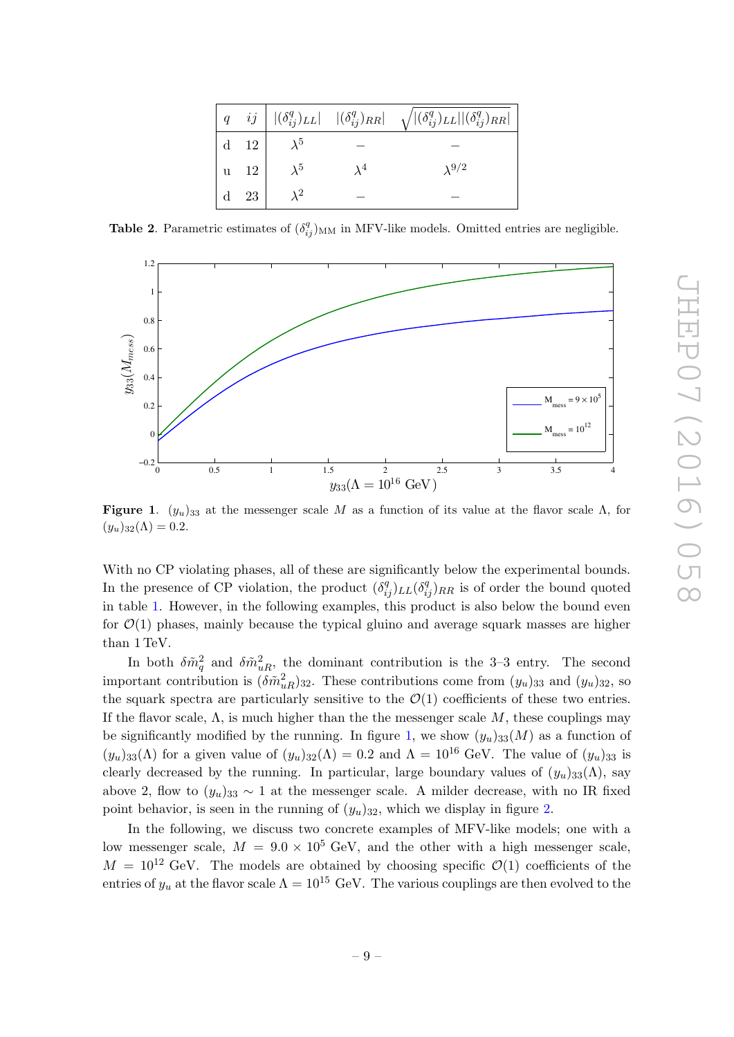| $q$ | $ij$ | $\lvert(\delta^q_{ij})_{LL}\rvert$ | $\lvert(\delta^q_{ij})_{RR}\rvert$ | $\sqrt{\lvert(\delta^q_{ij})_{LL}\rvert\lvert(\delta^q_{ij})_{RR}\rvert}$ |
|---|---|---|---|---|
| d | 12 | $\lambda^5$ | – | – |
| u | 12 | $\lambda^5$ | $\lambda^4$ | $\lambda^{9/2}$ |
| d | 23 | $\lambda^2$ | – | – |

**Table 2**. Parametric estimates of $(\delta^q_{ij})_{\rm MM}$ in MFV-like models. Omitted entries are negligible.

**Figure 1**. $(y_u)_{33}$ at the messenger scale $M$ as a function of its value at the flavor scale $\Lambda$, for $(y_u)_{32}(\Lambda) = 0.2$.

With no CP violating phases, all of these are significantly below the experimental bounds. In the presence of CP violation, the product $(\delta^q_{ij})_{LL}(\delta^q_{ij})_{RR}$ is of order the bound quoted in table 1. However, in the following examples, this product is also below the bound even for $\mathcal{O}(1)$ phases, mainly because the typical gluino and average squark masses are higher than 1 TeV.

In both $\delta\tilde{m}^2_q$ and $\delta\tilde{m}^2_{uR}$, the dominant contribution is the 3–3 entry. The second important contribution is $(\delta\tilde{m}^2_{uR})_{32}$. These contributions come from $(y_u)_{33}$ and $(y_u)_{32}$, so the squark spectra are particularly sensitive to the $\mathcal{O}(1)$ coefficients of these two entries. If the flavor scale, $\Lambda$, is much higher than the the messenger scale $M$, these couplings may be significantly modified by the running. In figure 1, we show $(y_u)_{33}(M)$ as a function of $(y_u)_{33}(\Lambda)$ for a given value of $(y_u)_{32}(\Lambda) = 0.2$ and $\Lambda = 10^{16}$ GeV. The value of $(y_u)_{33}$ is clearly decreased by the running. In particular, large boundary values of $(y_u)_{33}(\Lambda)$, say above 2, flow to $(y_u)_{33} \sim 1$ at the messenger scale. A milder decrease, with no IR fixed point behavior, is seen in the running of $(y_u)_{32}$, which we display in figure 2.

In the following, we discuss two concrete examples of MFV-like models; one with a low messenger scale, $M = 9.0 \times 10^5$ GeV, and the other with a high messenger scale, $M = 10^{12}$ GeV. The models are obtained by choosing specific $\mathcal{O}(1)$ coefficients of the entries of $y_u$ at the flavor scale $\Lambda = 10^{15}$ GeV. The various couplings are then evolved to the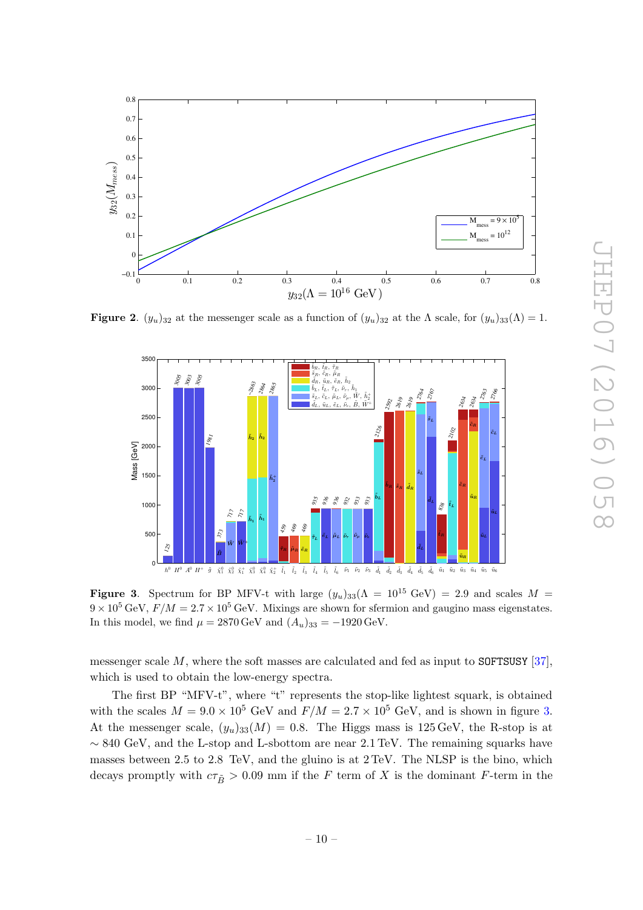**Figure 2**. $(y_u)_{32}$ at the messenger scale as a function of $(y_u)_{32}$ at the $\Lambda$ scale, for $(y_u)_{33}(\Lambda) = 1$.

**Figure 3**. Spectrum for BP MFV-t with large $(y_u)_{33}(\Lambda = 10^{15}\text{ GeV}) = 2.9$ and scales $M = 9 \times 10^5\text{ GeV}$, $F/M = 2.7 \times 10^5\text{ GeV}$. Mixings are shown for sfermion and gaugino mass eigenstates. In this model, we find $\mu = 2870\text{ GeV}$ and $(A_u)_{33} = -1920\text{ GeV}$.

messenger scale $M$, where the soft masses are calculated and fed as input to SOFTSUSY [37], which is used to obtain the low-energy spectra.

The first BP "MFV-t", where "t" represents the stop-like lightest squark, is obtained with the scales $M = 9.0 \times 10^5$ GeV and $F/M = 2.7 \times 10^5$ GeV, and is shown in figure 3. At the messenger scale, $(y_u)_{33}(M) = 0.8$. The Higgs mass is 125 GeV, the R-stop is at $\sim 840$ GeV, and the L-stop and L-sbottom are near 2.1 TeV. The remaining squarks have masses between 2.5 to 2.8 TeV, and the gluino is at 2 TeV. The NLSP is the bino, which decays promptly with $c\tau_{\tilde{B}} > 0.09$ mm if the $F$ term of $X$ is the dominant $F$-term in the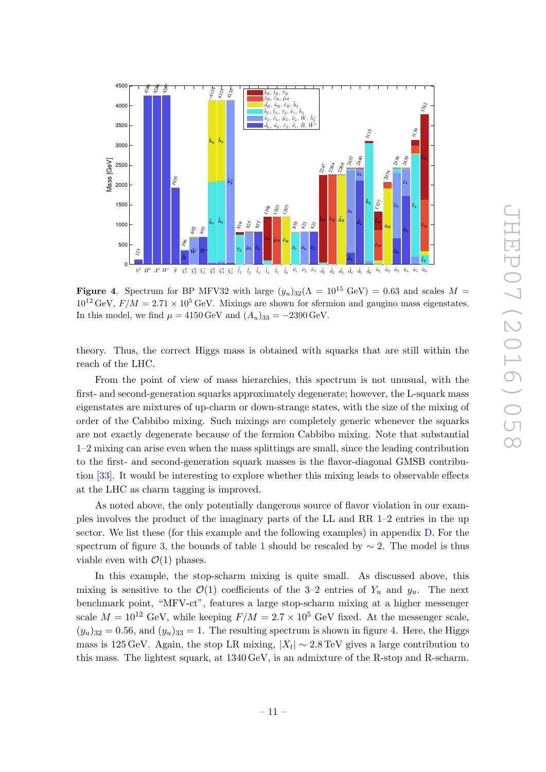**Figure 4**. Spectrum for BP MFV32 with large $(y_u)_{32}(\Lambda = 10^{15}\,\text{GeV}) = 0.63$ and scales $M = 10^{12}\,\text{GeV}$, $F/M = 2.71 \times 10^5\,\text{GeV}$. Mixings are shown for sfermion and gaugino mass eigenstates. In this model, we find $\mu = 4150\,\text{GeV}$ and $(A_u)_{33} = -2390\,\text{GeV}$.

theory. Thus, the correct Higgs mass is obtained with squarks that are still within the reach of the LHC.

From the point of view of mass hierarchies, this spectrum is not unusual, with the first- and second-generation squarks approximately degenerate; however, the L-squark mass eigenstates are mixtures of up-charm or down-strange states, with the size of the mixing of order of the Cabbibo mixing. Such mixings are completely generic whenever the squarks are not exactly degenerate because of the fermion Cabbibo mixing. Note that substantial 1–2 mixing can arise even when the mass splittings are small, since the leading contribution to the first- and second-generation squark masses is the flavor-diagonal GMSB contribution [33]. It would be interesting to explore whether this mixing leads to observable effects at the LHC as charm tagging is improved.

As noted above, the only potentially dangerous source of flavor violation in our examples involves the product of the imaginary parts of the LL and RR 1–2 entries in the up sector. We list these (for this example and the following examples) in appendix D. For the spectrum of figure 3, the bounds of table 1 should be rescaled by $\sim 2$. The model is thus viable even with $\mathcal{O}(1)$ phases.

In this example, the stop-scharm mixing is quite small. As discussed above, this mixing is sensitive to the $\mathcal{O}(1)$ coefficients of the 3–2 entries of $Y_u$ and $y_u$. The next benchmark point, "MFV-ct", features a large stop-scharm mixing at a higher messenger scale $M = 10^{12}$ GeV, while keeping $F/M = 2.7 \times 10^5$ GeV fixed. At the messenger scale, $(y_u)_{32} = 0.56$, and $(y_u)_{33} = 1$. The resulting spectrum is shown in figure 4. Here, the Higgs mass is 125 GeV. Again, the stop LR mixing, $|X_t| \sim 2.8\,\text{TeV}$ gives a large contribution to this mass. The lightest squark, at 1340 GeV, is an admixture of the R-stop and R-scharm.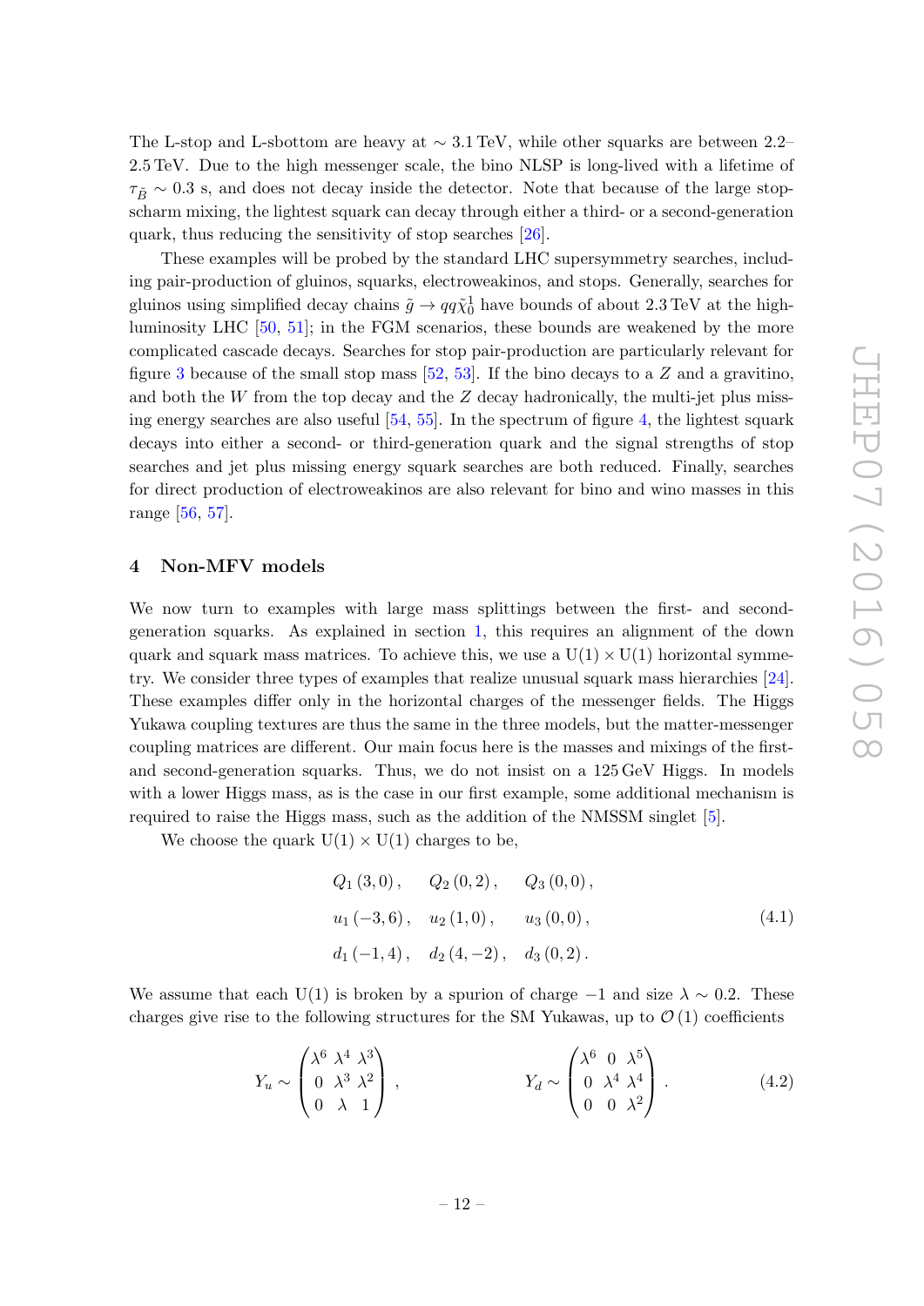The L-stop and L-sbottom are heavy at $\sim 3.1\,\text{TeV}$, while other squarks are between 2.2–2.5 TeV. Due to the high messenger scale, the bino NLSP is long-lived with a lifetime of $\tau_{\tilde{B}} \sim 0.3$ s, and does not decay inside the detector. Note that because of the large stop-scharm mixing, the lightest squark can decay through either a third- or a second-generation quark, thus reducing the sensitivity of stop searches [26].

These examples will be probed by the standard LHC supersymmetry searches, including pair-production of gluinos, squarks, electroweakinos, and stops. Generally, searches for gluinos using simplified decay chains $\tilde{g} \to qq\tilde{\chi}_0^1$ have bounds of about 2.3 TeV at the high-luminosity LHC [50, 51]; in the FGM scenarios, these bounds are weakened by the more complicated cascade decays. Searches for stop pair-production are particularly relevant for figure 3 because of the small stop mass [52, 53]. If the bino decays to a $Z$ and a gravitino, and both the $W$ from the top decay and the $Z$ decay hadronically, the multi-jet plus missing energy searches are also useful [54, 55]. In the spectrum of figure 4, the lightest squark decays into either a second- or third-generation quark and the signal strengths of stop searches and jet plus missing energy squark searches are both reduced. Finally, searches for direct production of electroweakinos are also relevant for bino and wino masses in this range [56, 57].

## 4 Non-MFV models

We now turn to examples with large mass splittings between the first- and second-generation squarks. As explained in section 1, this requires an alignment of the down quark and squark mass matrices. To achieve this, we use a $\mathrm{U}(1) \times \mathrm{U}(1)$ horizontal symmetry. We consider three types of examples that realize unusual squark mass hierarchies [24]. These examples differ only in the horizontal charges of the messenger fields. The Higgs Yukawa coupling textures are thus the same in the three models, but the matter-messenger coupling matrices are different. Our main focus here is the masses and mixings of the first- and second-generation squarks. Thus, we do not insist on a 125 GeV Higgs. In models with a lower Higgs mass, as is the case in our first example, some additional mechanism is required to raise the Higgs mass, such as the addition of the NMSSM singlet [5].

We choose the quark $\mathrm{U}(1) \times \mathrm{U}(1)$ charges to be,

$$
\begin{aligned}
&Q_1\,(3,0)\,, \qquad Q_2\,(0,2)\,, \qquad Q_3\,(0,0)\,, \\
&u_1\,(-3,6)\,, \quad u_2\,(1,0)\,, \qquad u_3\,(0,0)\,, \\
&d_1\,(-1,4)\,, \quad d_2\,(4,-2)\,, \quad d_3\,(0,2)\,.
\end{aligned}
\tag{4.1}
$$

We assume that each U(1) is broken by a spurion of charge $-1$ and size $\lambda \sim 0.2$. These charges give rise to the following structures for the SM Yukawas, up to $\mathcal{O}(1)$ coefficients

$$
Y_u \sim \begin{pmatrix} \lambda^6 & \lambda^4 & \lambda^3 \\ 0 & \lambda^3 & \lambda^2 \\ 0 & \lambda & 1 \end{pmatrix}, \qquad\qquad Y_d \sim \begin{pmatrix} \lambda^6 & 0 & \lambda^5 \\ 0 & \lambda^4 & \lambda^4 \\ 0 & 0 & \lambda^2 \end{pmatrix}. \tag{4.2}
$$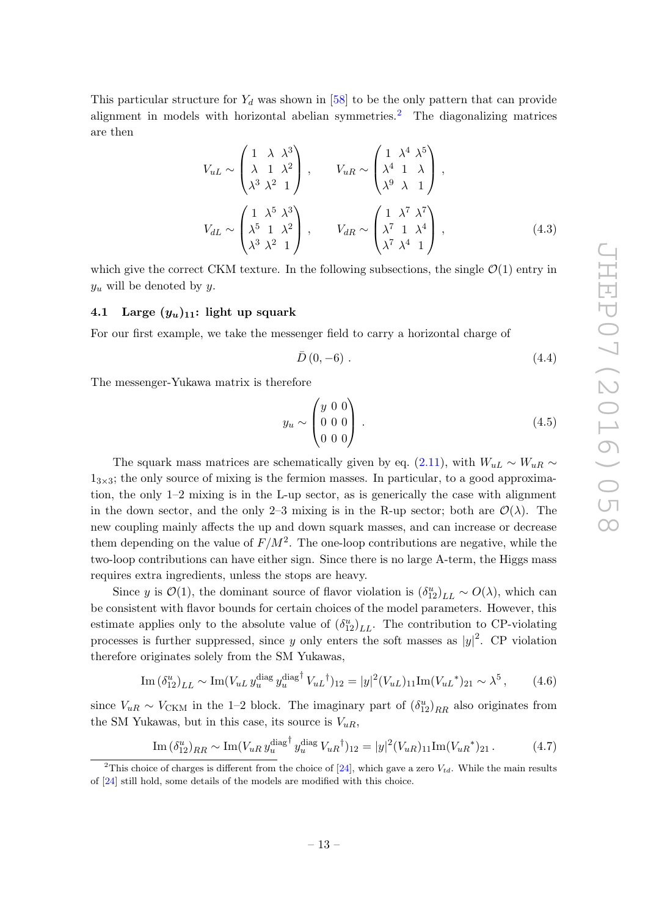This particular structure for $Y_d$ was shown in [58] to be the only pattern that can provide alignment in models with horizontal abelian symmetries.[2] The diagonalizing matrices are then

$$V_{uL} \sim \begin{pmatrix} 1 & \lambda & \lambda^3 \\ \lambda & 1 & \lambda^2 \\ \lambda^3 & \lambda^2 & 1 \end{pmatrix}, \qquad V_{uR} \sim \begin{pmatrix} 1 & \lambda^4 & \lambda^5 \\ \lambda^4 & 1 & \lambda \\ \lambda^9 & \lambda & 1 \end{pmatrix},$$

$$V_{dL} \sim \begin{pmatrix} 1 & \lambda^5 & \lambda^3 \\ \lambda^5 & 1 & \lambda^2 \\ \lambda^3 & \lambda^2 & 1 \end{pmatrix}, \qquad V_{dR} \sim \begin{pmatrix} 1 & \lambda^7 & \lambda^7 \\ \lambda^7 & 1 & \lambda^4 \\ \lambda^7 & \lambda^4 & 1 \end{pmatrix}, \tag{4.3}$$

which give the correct CKM texture. In the following subsections, the single $\mathcal{O}(1)$ entry in $y_u$ will be denoted by $y$.

### 4.1 Large $(y_u)_{11}$: light up squark

For our first example, we take the messenger field to carry a horizontal charge of

$$\bar{D}\,(0, -6)\,. \tag{4.4}$$

The messenger-Yukawa matrix is therefore

$$y_u \sim \begin{pmatrix} y & 0 & 0 \\ 0 & 0 & 0 \\ 0 & 0 & 0 \end{pmatrix}. \tag{4.5}$$

The squark mass matrices are schematically given by eq. (2.11), with $W_{uL} \sim W_{uR} \sim 1_{3\times3}$; the only source of mixing is the fermion masses. In particular, to a good approximation, the only 1–2 mixing is in the L-up sector, as is generically the case with alignment in the down sector, and the only 2–3 mixing is in the R-up sector; both are $\mathcal{O}(\lambda)$. The new coupling mainly affects the up and down squark masses, and can increase or decrease them depending on the value of $F/M^2$. The one-loop contributions are negative, while the two-loop contributions can have either sign. Since there is no large A-term, the Higgs mass requires extra ingredients, unless the stops are heavy.

Since $y$ is $\mathcal{O}(1)$, the dominant source of flavor violation is $(\delta^u_{12})_{LL} \sim O(\lambda)$, which can be consistent with flavor bounds for certain choices of the model parameters. However, this estimate applies only to the absolute value of $(\delta^u_{12})_{LL}$. The contribution to CP-violating processes is further suppressed, since $y$ only enters the soft masses as $|y|^2$. CP violation therefore originates solely from the SM Yukawas,

$$\mathrm{Im}\,(\delta^u_{12})_{LL} \sim \mathrm{Im}(V_{uL}\, y_u^{\mathrm{diag}}\, y_u^{\mathrm{diag}\dagger}\, V_{uL}{}^\dagger)_{12} = |y|^2 (V_{uL})_{11} \mathrm{Im}(V_{uL}{}^*)_{21} \sim \lambda^5\,, \tag{4.6}$$

since $V_{uR} \sim V_{\mathrm{CKM}}$ in the 1–2 block. The imaginary part of $(\delta^u_{12})_{RR}$ also originates from the SM Yukawas, but in this case, its source is $V_{uR}$,

$$\mathrm{Im}\,(\delta^u_{12})_{RR} \sim \mathrm{Im}(V_{uR}\, y_u^{\mathrm{diag}\dagger}\, y_u^{\mathrm{diag}}\, V_{uR}{}^\dagger)_{12} = |y|^2 (V_{uR})_{11} \mathrm{Im}(V_{uR}{}^*)_{21}\,. \tag{4.7}$$

[2] This choice of charges is different from the choice of [24], which gave a zero $V_{td}$. While the main results of [24] still hold, some details of the models are modified with this choice.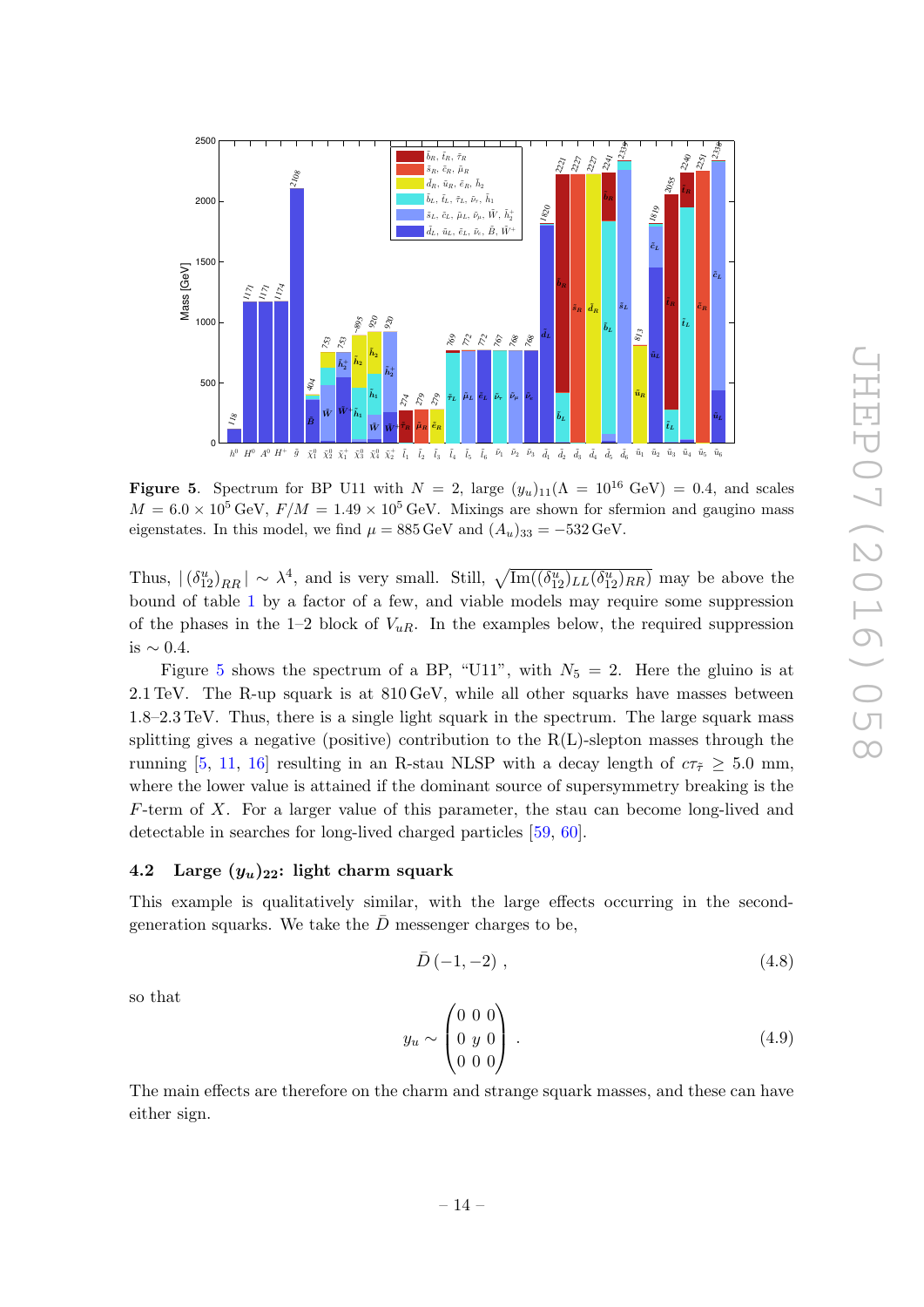**Figure 5**. Spectrum for BP U11 with $N = 2$, large $(y_u)_{11}(\Lambda = 10^{16}\text{ GeV}) = 0.4$, and scales $M = 6.0 \times 10^5$ GeV, $F/M = 1.49 \times 10^5$ GeV. Mixings are shown for sfermion and gaugino mass eigenstates. In this model, we find $\mu = 885$ GeV and $(A_u)_{33} = -532$ GeV.

Thus, $|(\delta^u_{12})_{RR}| \sim \lambda^4$, and is very small. Still, $\sqrt{\text{Im}((\delta^u_{12})_{LL}(\delta^u_{12})_{RR})}$ may be above the bound of table 1 by a factor of a few, and viable models may require some suppression of the phases in the 1–2 block of $V_{uR}$. In the examples below, the required suppression is $\sim 0.4$.

Figure 5 shows the spectrum of a BP, "U11", with $N_5 = 2$. Here the gluino is at 2.1 TeV. The R-up squark is at 810 GeV, while all other squarks have masses between 1.8–2.3 TeV. Thus, there is a single light squark in the spectrum. The large squark mass splitting gives a negative (positive) contribution to the R(L)-slepton masses through the running [5, 11, 16] resulting in an R-stau NLSP with a decay length of $c\tau_{\tilde{\tau}} \geq 5.0$ mm, where the lower value is attained if the dominant source of supersymmetry breaking is the $F$-term of $X$. For a larger value of this parameter, the stau can become long-lived and detectable in searches for long-lived charged particles [59, 60].

### 4.2 Large $(y_u)_{22}$: light charm squark

This example is qualitatively similar, with the large effects occurring in the second-generation squarks. We take the $\bar{D}$ messenger charges to be,

$$\bar{D}\,(-1, -2)\,, \tag{4.8}$$

so that

$$y_u \sim \begin{pmatrix} 0 & 0 & 0 \\ 0 & y & 0 \\ 0 & 0 & 0 \end{pmatrix}\,. \tag{4.9}$$

The main effects are therefore on the charm and strange squark masses, and these can have either sign.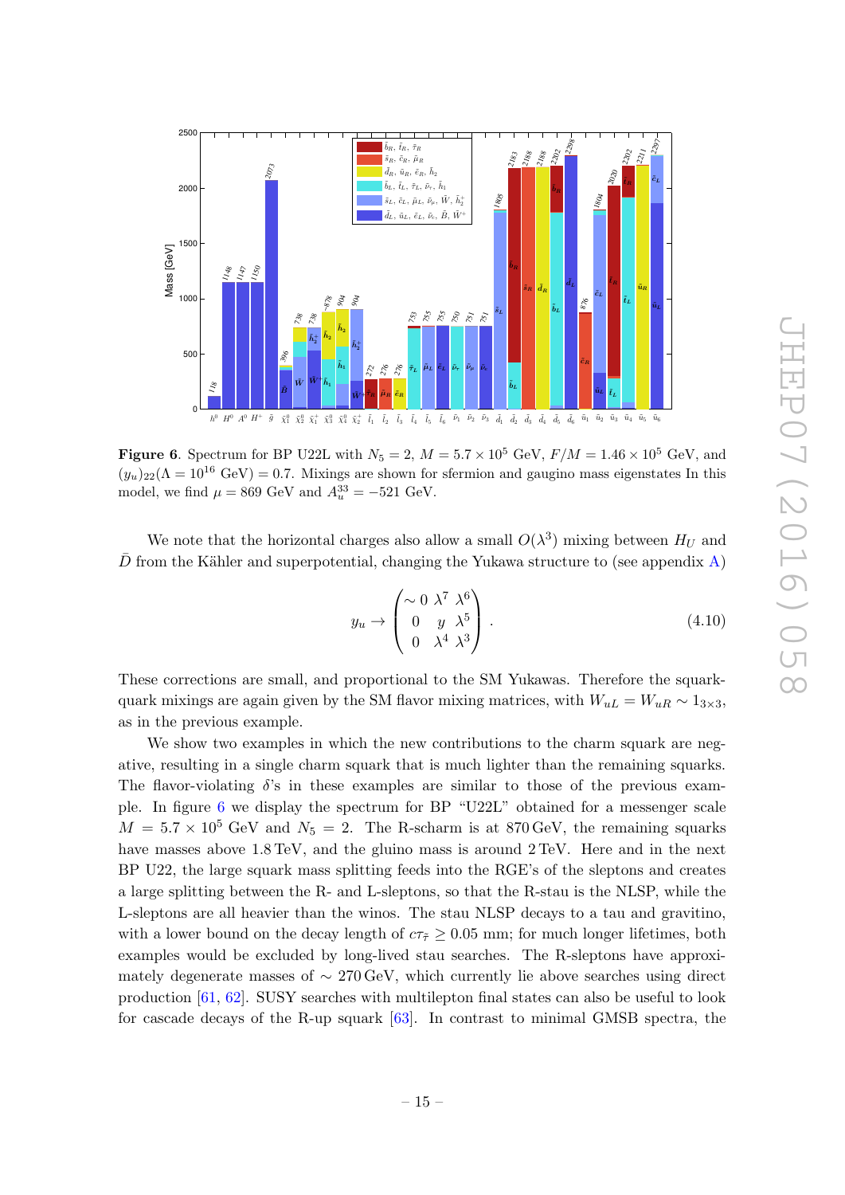**Figure 6**. Spectrum for BP U22L with $N_5 = 2$, $M = 5.7 \times 10^5$ GeV, $F/M = 1.46 \times 10^5$ GeV, and $(y_u)_{22}(\Lambda = 10^{16}$ GeV$) = 0.7$. Mixings are shown for sfermion and gaugino mass eigenstates In this model, we find $\mu = 869$ GeV and $A_u^{33} = -521$ GeV.

We note that the horizontal charges also allow a small $O(\lambda^3)$ mixing between $H_U$ and $\bar{D}$ from the Kähler and superpotential, changing the Yukawa structure to (see appendix A)

$$y_u \to \begin{pmatrix} \sim 0 & \lambda^7 & \lambda^6 \\ 0 & y & \lambda^5 \\ 0 & \lambda^4 & \lambda^3 \end{pmatrix}. \tag{4.10}$$

These corrections are small, and proportional to the SM Yukawas. Therefore the squark-quark mixings are again given by the SM flavor mixing matrices, with $W_{uL} = W_{uR} \sim 1_{3\times3}$, as in the previous example.

We show two examples in which the new contributions to the charm squark are negative, resulting in a single charm squark that is much lighter than the remaining squarks. The flavor-violating $\delta$'s in these examples are similar to those of the previous example. In figure 6 we display the spectrum for BP "U22L" obtained for a messenger scale $M = 5.7 \times 10^5$ GeV and $N_5 = 2$. The R-scharm is at 870 GeV, the remaining squarks have masses above 1.8 TeV, and the gluino mass is around 2 TeV. Here and in the next BP U22, the large squark mass splitting feeds into the RGE's of the sleptons and creates a large splitting between the R- and L-sleptons, so that the R-stau is the NLSP, while the L-sleptons are all heavier than the winos. The stau NLSP decays to a tau and gravitino, with a lower bound on the decay length of $c\tau_{\tilde{\tau}} \geq 0.05$ mm; for much longer lifetimes, both examples would be excluded by long-lived stau searches. The R-sleptons have approximately degenerate masses of $\sim 270$ GeV, which currently lie above searches using direct production [61, 62]. SUSY searches with multilepton final states can also be useful to look for cascade decays of the R-up squark [63]. In contrast to minimal GMSB spectra, the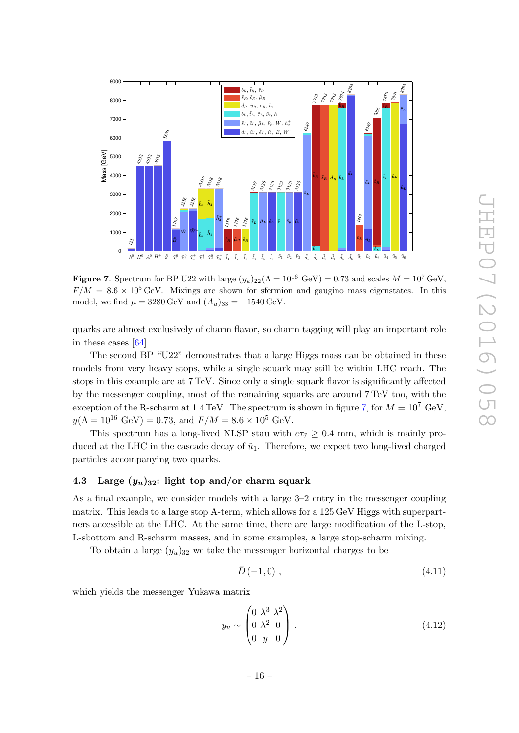**Figure 7**. Spectrum for BP U22 with large $(y_u)_{22}(\Lambda = 10^{16}$ GeV$) = 0.73$ and scales $M = 10^7$ GeV, $F/M = 8.6 \times 10^5$ GeV. Mixings are shown for sfermion and gaugino mass eigenstates. In this model, we find $\mu = 3280$ GeV and $(A_u)_{33} = -1540$ GeV.

quarks are almost exclusively of charm flavor, so charm tagging will play an important role in these cases [64].

The second BP "U22" demonstrates that a large Higgs mass can be obtained in these models from very heavy stops, while a single squark may still be within LHC reach. The stops in this example are at 7 TeV. Since only a single squark flavor is significantly affected by the messenger coupling, most of the remaining squarks are around 7 TeV too, with the exception of the R-scharm at 1.4 TeV. The spectrum is shown in figure 7, for $M = 10^7$ GeV, $y(\Lambda = 10^{16}$ GeV$) = 0.73$, and $F/M = 8.6 \times 10^5$ GeV.

This spectrum has a long-lived NLSP stau with $c\tau_{\tilde{\tau}} \geq 0.4$ mm, which is mainly produced at the LHC in the cascade decay of $\tilde{u}_1$. Therefore, we expect two long-lived charged particles accompanying two quarks.

### 4.3 Large $(y_u)_{32}$: light top and/or charm squark

As a final example, we consider models with a large 3–2 entry in the messenger coupling matrix. This leads to a large stop A-term, which allows for a 125 GeV Higgs with superpartners accessible at the LHC. At the same time, there are large modification of the L-stop, L-sbottom and R-scharm masses, and in some examples, a large stop-scharm mixing.

To obtain a large $(y_u)_{32}$ we take the messenger horizontal charges to be

$$\bar{D}\,(-1, 0)\ , \tag{4.11}$$

which yields the messenger Yukawa matrix

$$y_u \sim \begin{pmatrix} 0 & \lambda^3 & \lambda^2 \\ 0 & \lambda^2 & 0 \\ 0 & y & 0 \end{pmatrix}\ . \tag{4.12}$$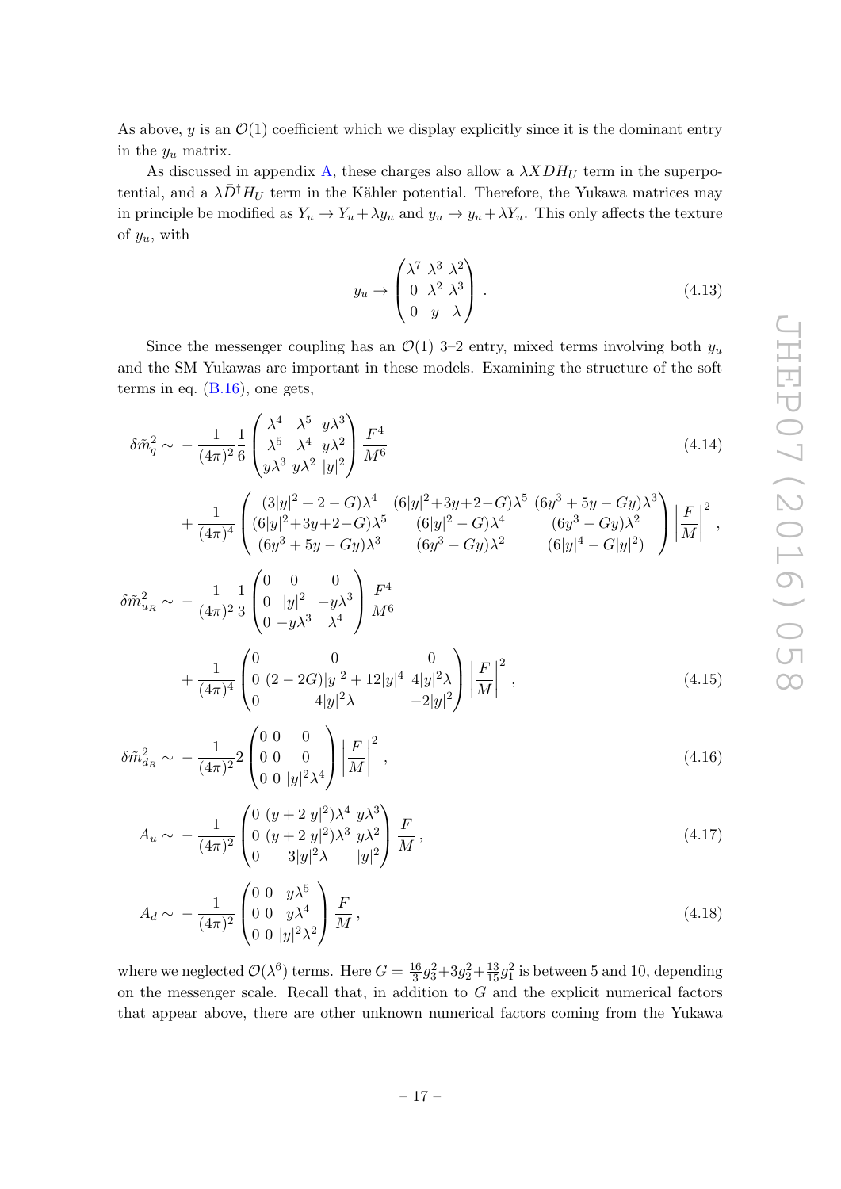As above, $y$ is an $\mathcal{O}(1)$ coefficient which we display explicitly since it is the dominant entry in the $y_u$ matrix.

As discussed in appendix A, these charges also allow a $\lambda XDH_U$ term in the superpotential, and a $\lambda\bar{D}^\dagger H_U$ term in the Kähler potential. Therefore, the Yukawa matrices may in principle be modified as $Y_u \to Y_u + \lambda y_u$ and $y_u \to y_u + \lambda Y_u$. This only affects the texture of $y_u$, with

$$y_u \to \begin{pmatrix} \lambda^7 & \lambda^3 & \lambda^2 \\ 0 & \lambda^2 & \lambda^3 \\ 0 & y & \lambda \end{pmatrix} . \tag{4.13}$$

Since the messenger coupling has an $\mathcal{O}(1)$ 3–2 entry, mixed terms involving both $y_u$ and the SM Yukawas are important in these models. Examining the structure of the soft terms in eq. (B.16), one gets,

$$\begin{aligned}\delta\tilde{m}_q^2 \sim & -\frac{1}{(4\pi)^2}\frac{1}{6}\begin{pmatrix} \lambda^4 & \lambda^5 & y\lambda^3 \\ \lambda^5 & \lambda^4 & y\lambda^2 \\ y\lambda^3 & y\lambda^2 & |y|^2 \end{pmatrix}\frac{F^4}{M^6} \\ & + \frac{1}{(4\pi)^4}\begin{pmatrix} (3|y|^2+2-G)\lambda^4 & (6|y|^2+3y+2-G)\lambda^5 & (6y^3+5y-Gy)\lambda^3 \\ (6|y|^2+3y+2-G)\lambda^5 & (6|y|^2-G)\lambda^4 & (6y^3-Gy)\lambda^2 \\ (6y^3+5y-Gy)\lambda^3 & (6y^3-Gy)\lambda^2 & (6|y|^4-G|y|^2) \end{pmatrix}\left|\frac{F}{M}\right|^2 ,\end{aligned} \tag{4.14}$$

$$\begin{aligned}\delta\tilde{m}_{u_R}^2 \sim & -\frac{1}{(4\pi)^2}\frac{1}{3}\begin{pmatrix} 0 & 0 & 0 \\ 0 & |y|^2 & -y\lambda^3 \\ 0 & -y\lambda^3 & \lambda^4 \end{pmatrix}\frac{F^4}{M^6} \\ & + \frac{1}{(4\pi)^4}\begin{pmatrix} 0 & 0 & 0 \\ 0 & (2-2G)|y|^2+12|y|^4 & 4|y|^2\lambda \\ 0 & 4|y|^2\lambda & -2|y|^2 \end{pmatrix}\left|\frac{F}{M}\right|^2 ,\end{aligned} \tag{4.15}$$

$$\delta\tilde{m}_{d_R}^2 \sim -\frac{1}{(4\pi)^2}2\begin{pmatrix} 0 & 0 & 0 \\ 0 & 0 & 0 \\ 0 & 0 & |y|^2\lambda^4 \end{pmatrix}\left|\frac{F}{M}\right|^2 , \tag{4.16}$$

$$A_u \sim -\frac{1}{(4\pi)^2}\begin{pmatrix} 0 & (y+2|y|^2)\lambda^4 & y\lambda^3 \\ 0 & (y+2|y|^2)\lambda^3 & y\lambda^2 \\ 0 & 3|y|^2\lambda & |y|^2 \end{pmatrix}\frac{F}{M} , \tag{4.17}$$

$$A_d \sim -\frac{1}{(4\pi)^2}\begin{pmatrix} 0 & 0 & y\lambda^5 \\ 0 & 0 & y\lambda^4 \\ 0 & 0 & |y|^2\lambda^2 \end{pmatrix}\frac{F}{M} , \tag{4.18}$$

where we neglected $\mathcal{O}(\lambda^6)$ terms. Here $G = \frac{16}{3}g_3^2+3g_2^2+\frac{13}{15}g_1^2$ is between 5 and 10, depending on the messenger scale. Recall that, in addition to $G$ and the explicit numerical factors that appear above, there are other unknown numerical factors coming from the Yukawa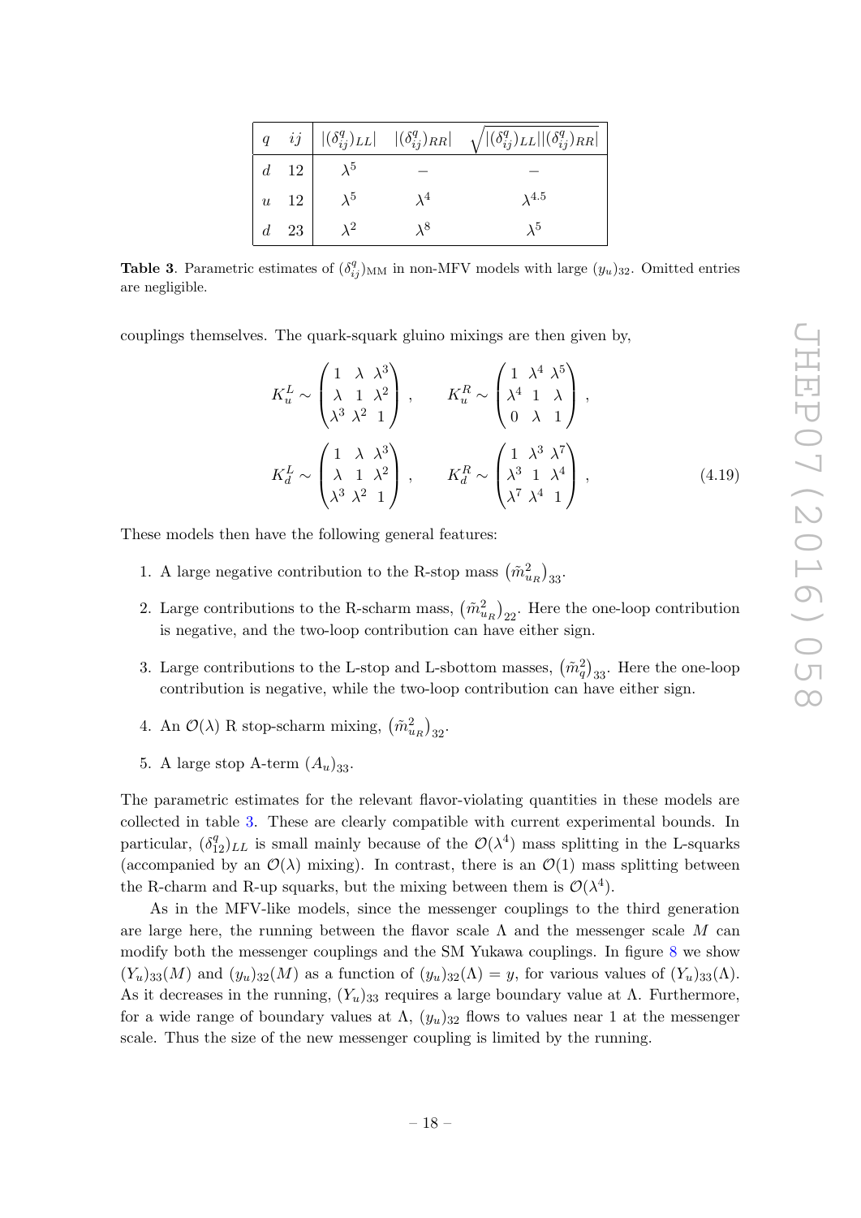| $q$ | $ij$ | $\lvert(\delta^q_{ij})_{LL}\rvert$ | $\lvert(\delta^q_{ij})_{RR}\rvert$ | $\sqrt{\lvert(\delta^q_{ij})_{LL}\rvert\lvert(\delta^q_{ij})_{RR}\rvert}$ |
|---|---|---|---|---|
| $d$ | 12 | $\lambda^5$ | – | – |
| $u$ | 12 | $\lambda^5$ | $\lambda^4$ | $\lambda^{4.5}$ |
| $d$ | 23 | $\lambda^2$ | $\lambda^8$ | $\lambda^5$ |

**Table 3**. Parametric estimates of $(\delta^q_{ij})_{\rm MM}$ in non-MFV models with large $(y_u)_{32}$. Omitted entries are negligible.

couplings themselves. The quark-squark gluino mixings are then given by,

$$K_u^L \sim \begin{pmatrix} 1 & \lambda & \lambda^3 \\ \lambda & 1 & \lambda^2 \\ \lambda^3 & \lambda^2 & 1 \end{pmatrix}, \qquad K_u^R \sim \begin{pmatrix} 1 & \lambda^4 & \lambda^5 \\ \lambda^4 & 1 & \lambda \\ 0 & \lambda & 1 \end{pmatrix},$$
$$K_d^L \sim \begin{pmatrix} 1 & \lambda & \lambda^3 \\ \lambda & 1 & \lambda^2 \\ \lambda^3 & \lambda^2 & 1 \end{pmatrix}, \qquad K_d^R \sim \begin{pmatrix} 1 & \lambda^3 & \lambda^7 \\ \lambda^3 & 1 & \lambda^4 \\ \lambda^7 & \lambda^4 & 1 \end{pmatrix}, \tag{4.19}$$

These models then have the following general features:

1. A large negative contribution to the R-stop mass $\left(\tilde{m}^2_{u_R}\right)_{33}$.
2. Large contributions to the R-scharm mass, $\left(\tilde{m}^2_{u_R}\right)_{22}$. Here the one-loop contribution is negative, and the two-loop contribution can have either sign.
3. Large contributions to the L-stop and L-sbottom masses, $\left(\tilde{m}^2_{q}\right)_{33}$. Here the one-loop contribution is negative, while the two-loop contribution can have either sign.
4. An $\mathcal{O}(\lambda)$ R stop-scharm mixing, $\left(\tilde{m}^2_{u_R}\right)_{32}$.
5. A large stop A-term $(A_u)_{33}$.

The parametric estimates for the relevant flavor-violating quantities in these models are collected in table 3. These are clearly compatible with current experimental bounds. In particular, $(\delta^q_{12})_{LL}$ is small mainly because of the $\mathcal{O}(\lambda^4)$ mass splitting in the L-squarks (accompanied by an $\mathcal{O}(\lambda)$ mixing). In contrast, there is an $\mathcal{O}(1)$ mass splitting between the R-charm and R-up squarks, but the mixing between them is $\mathcal{O}(\lambda^4)$.

As in the MFV-like models, since the messenger couplings to the third generation are large here, the running between the flavor scale $\Lambda$ and the messenger scale $M$ can modify both the messenger couplings and the SM Yukawa couplings. In figure 8 we show $(Y_u)_{33}(M)$ and $(y_u)_{32}(M)$ as a function of $(y_u)_{32}(\Lambda) = y$, for various values of $(Y_u)_{33}(\Lambda)$. As it decreases in the running, $(Y_u)_{33}$ requires a large boundary value at $\Lambda$. Furthermore, for a wide range of boundary values at $\Lambda$, $(y_u)_{32}$ flows to values near 1 at the messenger scale. Thus the size of the new messenger coupling is limited by the running.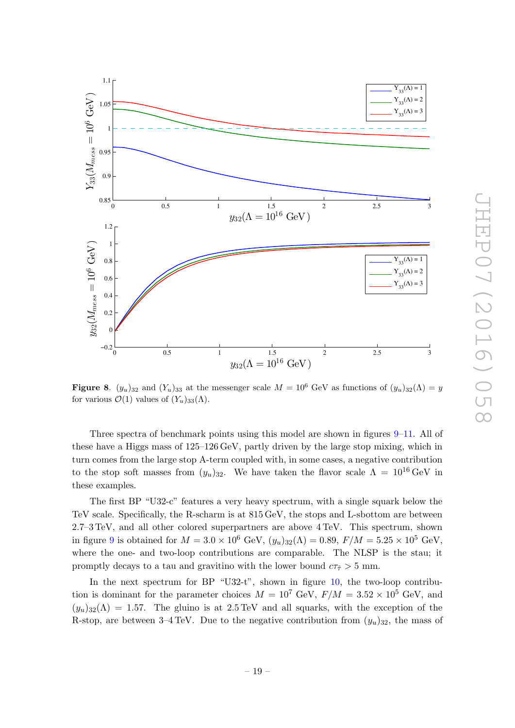**Figure 8**. $(y_u)_{32}$ and $(Y_u)_{33}$ at the messenger scale $M = 10^6$ GeV as functions of $(y_u)_{32}(\Lambda) = y$ for various $\mathcal{O}(1)$ values of $(Y_u)_{33}(\Lambda)$.

Three spectra of benchmark points using this model are shown in figures 9–11. All of these have a Higgs mass of 125–126 GeV, partly driven by the large stop mixing, which in turn comes from the large stop A-term coupled with, in some cases, a negative contribution to the stop soft masses from $(y_u)_{32}$. We have taken the flavor scale $\Lambda = 10^{16}$ GeV in these examples.

The first BP "U32-c" features a very heavy spectrum, with a single squark below the TeV scale. Specifically, the R-scharm is at 815 GeV, the stops and L-sbottom are between 2.7–3 TeV, and all other colored superpartners are above 4 TeV. This spectrum, shown in figure 9 is obtained for $M = 3.0 \times 10^6$ GeV, $(y_u)_{32}(\Lambda) = 0.89$, $F/M = 5.25 \times 10^5$ GeV, where the one- and two-loop contributions are comparable. The NLSP is the stau; it promptly decays to a tau and gravitino with the lower bound $c\tau_{\tilde{\tau}} > 5$ mm.

In the next spectrum for BP "U32-t", shown in figure 10, the two-loop contribution is dominant for the parameter choices $M = 10^7$ GeV, $F/M = 3.52 \times 10^5$ GeV, and $(y_u)_{32}(\Lambda) = 1.57$. The gluino is at 2.5 TeV and all squarks, with the exception of the R-stop, are between 3–4 TeV. Due to the negative contribution from $(y_u)_{32}$, the mass of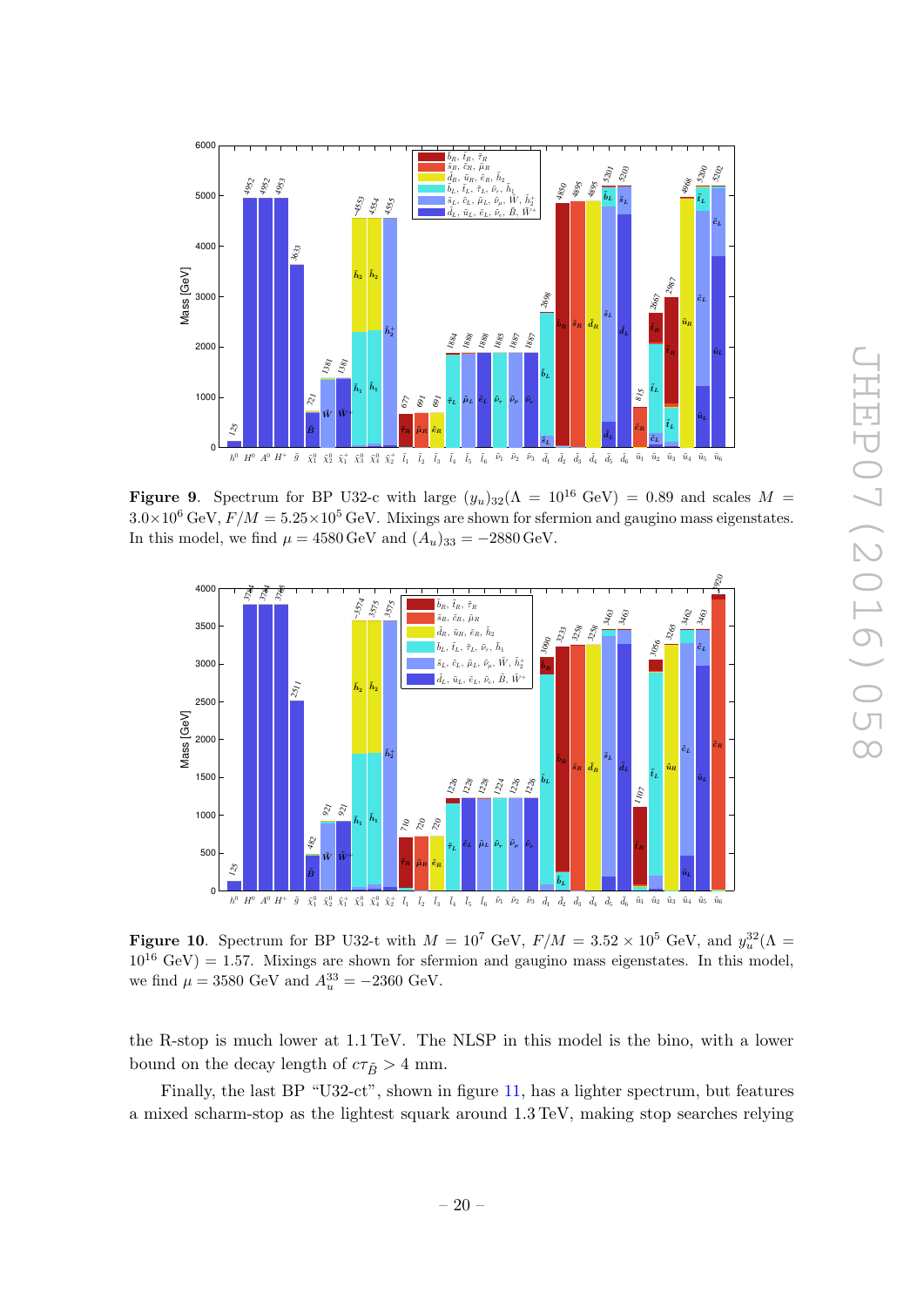**Figure 9**. Spectrum for BP U32-c with large $(y_u)_{32}(\Lambda = 10^{16}\text{ GeV}) = 0.89$ and scales $M = 3.0\times10^6$ GeV, $F/M = 5.25\times10^5$ GeV. Mixings are shown for sfermion and gaugino mass eigenstates. In this model, we find $\mu = 4580$ GeV and $(A_u)_{33} = -2880$ GeV.

**Figure 10**. Spectrum for BP U32-t with $M = 10^7$ GeV, $F/M = 3.52 \times 10^5$ GeV, and $y_u^{32}(\Lambda = 10^{16}\text{ GeV}) = 1.57$. Mixings are shown for sfermion and gaugino mass eigenstates. In this model, we find $\mu = 3580$ GeV and $A_u^{33} = -2360$ GeV.

the R-stop is much lower at 1.1 TeV. The NLSP in this model is the bino, with a lower bound on the decay length of $c\tau_{\tilde{B}} > 4$ mm.

Finally, the last BP "U32-ct", shown in figure 11, has a lighter spectrum, but features a mixed scharm-stop as the lightest squark around 1.3 TeV, making stop searches relying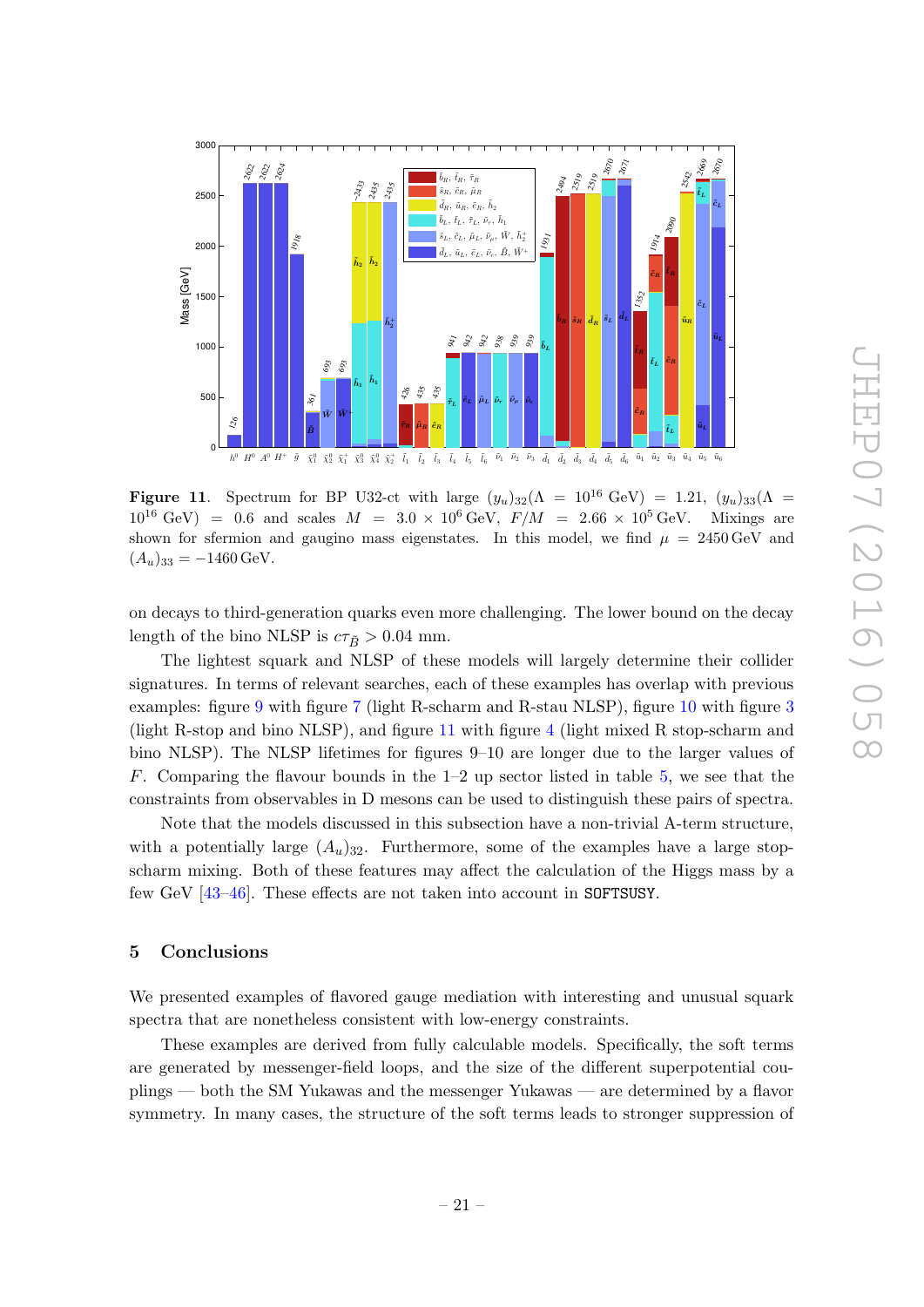**Figure 11**. Spectrum for BP U32-ct with large $(y_u)_{32}(\Lambda = 10^{16}\,\text{GeV}) = 1.21$, $(y_u)_{33}(\Lambda = 10^{16}\,\text{GeV}) = 0.6$ and scales $M = 3.0 \times 10^6\,\text{GeV}$, $F/M = 2.66 \times 10^5\,\text{GeV}$. Mixings are shown for sfermion and gaugino mass eigenstates. In this model, we find $\mu = 2450\,\text{GeV}$ and $(A_u)_{33} = -1460\,\text{GeV}$.

on decays to third-generation quarks even more challenging. The lower bound on the decay length of the bino NLSP is $c\tau_{\tilde{B}} > 0.04$ mm.

The lightest squark and NLSP of these models will largely determine their collider signatures. In terms of relevant searches, each of these examples has overlap with previous examples: figure 9 with figure 7 (light R-scharm and R-stau NLSP), figure 10 with figure 3 (light R-stop and bino NLSP), and figure 11 with figure 4 (light mixed R stop-scharm and bino NLSP). The NLSP lifetimes for figures 9–10 are longer due to the larger values of $F$. Comparing the flavour bounds in the 1–2 up sector listed in table 5, we see that the constraints from observables in D mesons can be used to distinguish these pairs of spectra.

Note that the models discussed in this subsection have a non-trivial A-term structure, with a potentially large $(A_u)_{32}$. Furthermore, some of the examples have a large stop-scharm mixing. Both of these features may affect the calculation of the Higgs mass by a few GeV [43–46]. These effects are not taken into account in SOFTSUSY.

## 5 Conclusions

We presented examples of flavored gauge mediation with interesting and unusual squark spectra that are nonetheless consistent with low-energy constraints.

These examples are derived from fully calculable models. Specifically, the soft terms are generated by messenger-field loops, and the size of the different superpotential couplings — both the SM Yukawas and the messenger Yukawas — are determined by a flavor symmetry. In many cases, the structure of the soft terms leads to stronger suppression of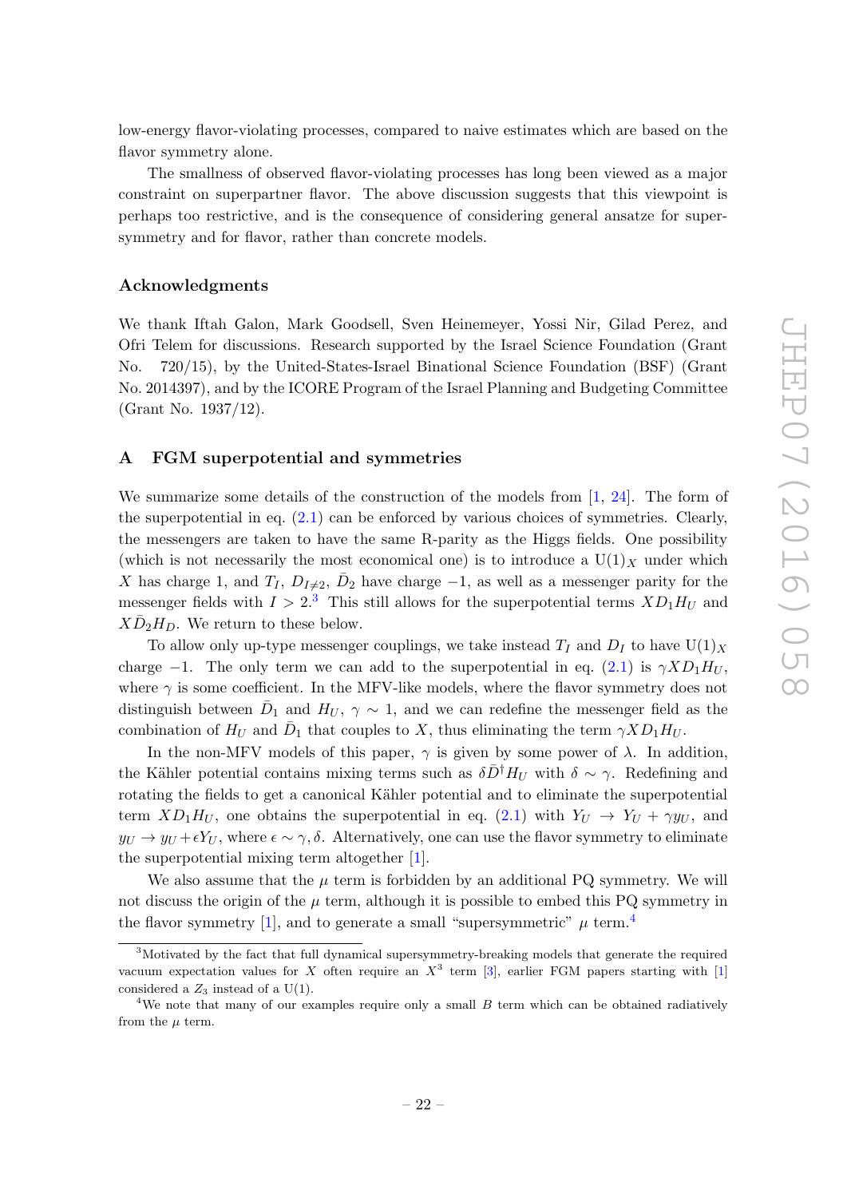low-energy flavor-violating processes, compared to naive estimates which are based on the flavor symmetry alone.

The smallness of observed flavor-violating processes has long been viewed as a major constraint on superpartner flavor. The above discussion suggests that this viewpoint is perhaps too restrictive, and is the consequence of considering general ansatze for supersymmetry and for flavor, rather than concrete models.

### Acknowledgments

We thank Iftah Galon, Mark Goodsell, Sven Heinemeyer, Yossi Nir, Gilad Perez, and Ofri Telem for discussions. Research supported by the Israel Science Foundation (Grant No. 720/15), by the United-States-Israel Binational Science Foundation (BSF) (Grant No. 2014397), and by the ICORE Program of the Israel Planning and Budgeting Committee (Grant No. 1937/12).

## A FGM superpotential and symmetries

We summarize some details of the construction of the models from [1, 24]. The form of the superpotential in eq. (2.1) can be enforced by various choices of symmetries. Clearly, the messengers are taken to have the same R-parity as the Higgs fields. One possibility (which is not necessarily the most economical one) is to introduce a $\mathrm{U}(1)_X$ under which $X$ has charge 1, and $T_I$, $D_{I\neq 2}$, $\bar{D}_2$ have charge $-1$, as well as a messenger parity for the messenger fields with $I > 2$.[3] This still allows for the superpotential terms $XD_1H_U$ and $X\bar{D}_2H_D$. We return to these below.

To allow only up-type messenger couplings, we take instead $T_I$ and $D_I$ to have $\mathrm{U}(1)_X$ charge $-1$. The only term we can add to the superpotential in eq. (2.1) is $\gamma X D_1 H_U$, where $\gamma$ is some coefficient. In the MFV-like models, where the flavor symmetry does not distinguish between $\bar{D}_1$ and $H_U$, $\gamma \sim 1$, and we can redefine the messenger field as the combination of $H_U$ and $\bar{D}_1$ that couples to $X$, thus eliminating the term $\gamma X D_1 H_U$.

In the non-MFV models of this paper, $\gamma$ is given by some power of $\lambda$. In addition, the Kähler potential contains mixing terms such as $\delta \bar{D}^\dagger H_U$ with $\delta \sim \gamma$. Redefining and rotating the fields to get a canonical Kähler potential and to eliminate the superpotential term $XD_1H_U$, one obtains the superpotential in eq. (2.1) with $Y_U \to Y_U + \gamma y_U$, and $y_U \to y_U + \epsilon Y_U$, where $\epsilon \sim \gamma, \delta$. Alternatively, one can use the flavor symmetry to eliminate the superpotential mixing term altogether [1].

We also assume that the $\mu$ term is forbidden by an additional PQ symmetry. We will not discuss the origin of the $\mu$ term, although it is possible to embed this PQ symmetry in the flavor symmetry [1], and to generate a small "supersymmetric" $\mu$ term.[4]

---

[3] Motivated by the fact that full dynamical supersymmetry-breaking models that generate the required vacuum expectation values for $X$ often require an $X^3$ term [3], earlier FGM papers starting with [1] considered a $Z_3$ instead of a U(1).

[4] We note that many of our examples require only a small $B$ term which can be obtained radiatively from the $\mu$ term.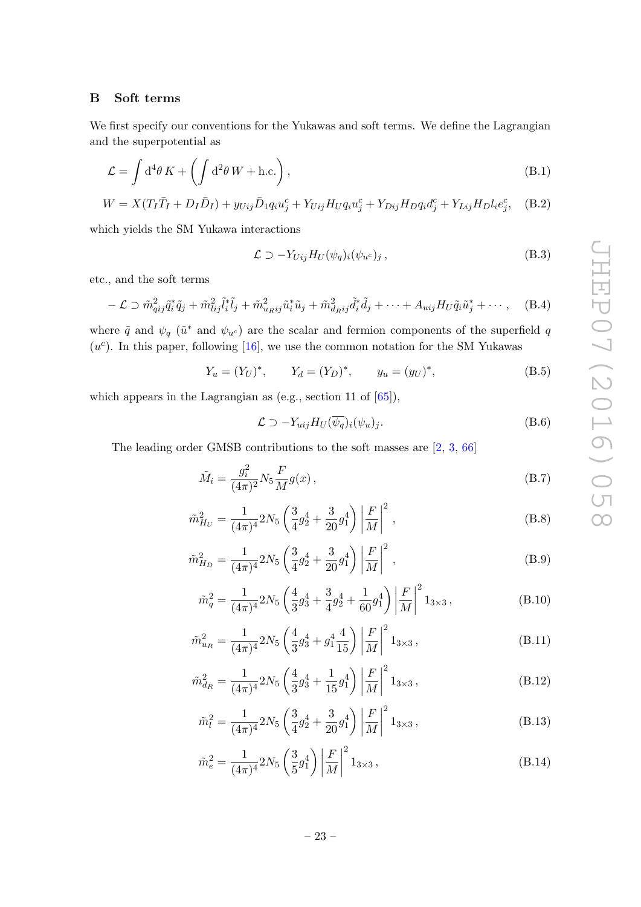## B Soft terms

We first specify our conventions for the Yukawas and soft terms. We define the Lagrangian and the superpotential as

$$\mathcal{L} = \int \mathrm{d}^4\theta \, K + \left( \int \mathrm{d}^2\theta \, W + \text{h.c.} \right), \tag{B.1}$$

$$W = X(T_I \bar{T}_I + D_I \bar{D}_I) + y_{Uij} \bar{D}_1 q_i u_j^c + Y_{Uij} H_U q_i u_j^c + Y_{Dij} H_D q_i d_j^c + Y_{Lij} H_D l_i e_j^c, \tag{B.2}$$

which yields the SM Yukawa interactions

$$\mathcal{L} \supset -Y_{Uij} H_U (\psi_q)_i (\psi_{u^c})_j \,, \tag{B.3}$$

etc., and the soft terms

$$-\mathcal{L} \supset \tilde{m}^2_{qij} \tilde{q}_i^* \tilde{q}_j + \tilde{m}^2_{lij} \tilde{l}_i^* \tilde{l}_j + \tilde{m}^2_{uRij} \tilde{u}_i^* \tilde{u}_j + \tilde{m}^2_{dRij} \tilde{d}_i^* \tilde{d}_j + \cdots + A_{uij} H_U \tilde{q}_i \tilde{u}_j^* + \cdots , \tag{B.4}$$

where $\tilde{q}$ and $\psi_q$ ($\tilde{u}^*$ and $\psi_{u^c}$) are the scalar and fermion components of the superfield $q$ ($u^c$). In this paper, following [16], we use the common notation for the SM Yukawas

$$Y_u = (Y_U)^*, \qquad Y_d = (Y_D)^*, \qquad y_u = (y_U)^*, \tag{B.5}$$

which appears in the Lagrangian as (e.g., section 11 of [65]),

$$\mathcal{L} \supset -Y_{uij} H_U (\overline{\psi_q})_i (\psi_u)_j. \tag{B.6}$$

The leading order GMSB contributions to the soft masses are [2, 3, 66]

$$\tilde{M}_i = \frac{g_i^2}{(4\pi)^2} N_5 \frac{F}{M} g(x) \,, \tag{B.7}$$

$$\tilde{m}^2_{H_U} = \frac{1}{(4\pi)^4} 2N_5 \left( \frac{3}{4} g_2^4 + \frac{3}{20} g_1^4 \right) \left| \frac{F}{M} \right|^2 , \tag{B.8}$$

$$\tilde{m}^2_{H_D} = \frac{1}{(4\pi)^4} 2N_5 \left( \frac{3}{4} g_2^4 + \frac{3}{20} g_1^4 \right) \left| \frac{F}{M} \right|^2 , \tag{B.9}$$

$$\tilde{m}^2_{q} = \frac{1}{(4\pi)^4} 2N_5 \left( \frac{4}{3} g_3^4 + \frac{3}{4} g_2^4 + \frac{1}{60} g_1^4 \right) \left| \frac{F}{M} \right|^2 1_{3\times 3} \,, \tag{B.10}$$

$$\tilde{m}^2_{u_R} = \frac{1}{(4\pi)^4} 2N_5 \left( \frac{4}{3} g_3^4 + g_1^4 \frac{4}{15} \right) \left| \frac{F}{M} \right|^2 1_{3\times 3} \,, \tag{B.11}$$

$$\tilde{m}^2_{d_R} = \frac{1}{(4\pi)^4} 2N_5 \left( \frac{4}{3} g_3^4 + \frac{1}{15} g_1^4 \right) \left| \frac{F}{M} \right|^2 1_{3\times 3} \,, \tag{B.12}$$

$$\tilde{m}^2_{l} = \frac{1}{(4\pi)^4} 2N_5 \left( \frac{3}{4} g_2^4 + \frac{3}{20} g_1^4 \right) \left| \frac{F}{M} \right|^2 1_{3\times 3} \,, \tag{B.13}$$

$$\tilde{m}^2_{e} = \frac{1}{(4\pi)^4} 2N_5 \left( \frac{3}{5} g_1^4 \right) \left| \frac{F}{M} \right|^2 1_{3\times 3} \,, \tag{B.14}$$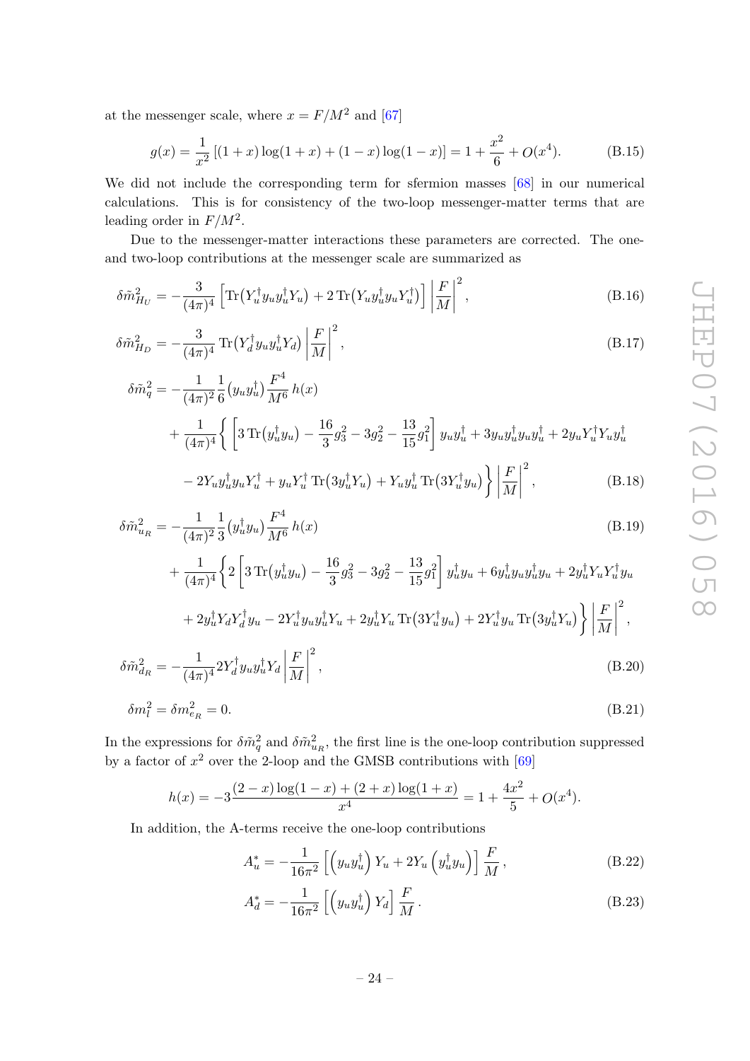at the messenger scale, where $x = F/M^2$ and [67]

$$g(x) = \frac{1}{x^2}\left[(1+x)\log(1+x) + (1-x)\log(1-x)\right] = 1 + \frac{x^2}{6} + O(x^4). \tag{B.15}$$

We did not include the corresponding term for sfermion masses [68] in our numerical calculations. This is for consistency of the two-loop messenger-matter terms that are leading order in $F/M^2$.

Due to the messenger-matter interactions these parameters are corrected. The one- and two-loop contributions at the messenger scale are summarized as

$$\delta\tilde{m}^2_{H_U} = -\frac{3}{(4\pi)^4}\left[\mathrm{Tr}\big(Y_u^\dagger y_u y_u^\dagger Y_u\big) + 2\,\mathrm{Tr}\big(Y_u y_u^\dagger y_u Y_u^\dagger\big)\right]\left|\frac{F}{M}\right|^2, \tag{B.16}$$

$$\delta\tilde{m}^2_{H_D} = -\frac{3}{(4\pi)^4}\,\mathrm{Tr}\big(Y_d^\dagger y_u y_u^\dagger Y_d\big)\left|\frac{F}{M}\right|^2, \tag{B.17}$$

$$\begin{aligned}\delta\tilde{m}^2_{q} = &-\frac{1}{(4\pi)^2}\frac{1}{6}\big(y_u y_u^\dagger\big)\frac{F^4}{M^6}\,h(x)\\ &+\frac{1}{(4\pi)^4}\Bigg\{\left[3\,\mathrm{Tr}\big(y_u^\dagger y_u\big) - \frac{16}{3}g_3^2 - 3g_2^2 - \frac{13}{15}g_1^2\right]y_u y_u^\dagger + 3y_u y_u^\dagger y_u y_u^\dagger + 2y_u Y_u^\dagger Y_u y_u^\dagger\\ &- 2Y_u y_u^\dagger y_u Y_u^\dagger + y_u Y_u^\dagger\,\mathrm{Tr}\big(3y_u^\dagger Y_u\big) + Y_u y_u^\dagger\,\mathrm{Tr}\big(3Y_u^\dagger y_u\big)\Bigg\}\left|\frac{F}{M}\right|^2,\end{aligned} \tag{B.18}$$

$$\begin{aligned}\delta\tilde{m}^2_{u_R} = &-\frac{1}{(4\pi)^2}\frac{1}{3}\big(y_u^\dagger y_u\big)\frac{F^4}{M^6}\,h(x)\\ &+\frac{1}{(4\pi)^4}\Bigg\{2\left[3\,\mathrm{Tr}\big(y_u^\dagger y_u\big) - \frac{16}{3}g_3^2 - 3g_2^2 - \frac{13}{15}g_1^2\right]y_u^\dagger y_u + 6y_u^\dagger y_u y_u^\dagger y_u + 2y_u^\dagger Y_u Y_u^\dagger y_u\\ &+ 2y_u^\dagger Y_d Y_d^\dagger y_u - 2Y_u^\dagger y_u y_u^\dagger Y_u + 2y_u^\dagger Y_u\,\mathrm{Tr}\big(3Y_u^\dagger y_u\big) + 2Y_u^\dagger y_u\,\mathrm{Tr}\big(3y_u^\dagger Y_u\big)\Bigg\}\left|\frac{F}{M}\right|^2,\end{aligned} \tag{B.19}$$

$$\delta\tilde{m}^2_{d_R} = -\frac{1}{(4\pi)^4}2Y_d^\dagger y_u y_u^\dagger Y_d\left|\frac{F}{M}\right|^2, \tag{B.20}$$

$$\delta m^2_l = \delta m^2_{e_R} = 0. \tag{B.21}$$

In the expressions for $\delta\tilde{m}^2_q$ and $\delta\tilde{m}^2_{u_R}$, the first line is the one-loop contribution suppressed by a factor of $x^2$ over the 2-loop and the GMSB contributions with [69]

$$h(x) = -3\frac{(2-x)\log(1-x) + (2+x)\log(1+x)}{x^4} = 1 + \frac{4x^2}{5} + O(x^4).$$

In addition, the A-terms receive the one-loop contributions

$$A_u^* = -\frac{1}{16\pi^2}\left[\left(y_u y_u^\dagger\right)Y_u + 2Y_u\left(y_u^\dagger y_u\right)\right]\frac{F}{M}, \tag{B.22}$$

$$A_d^* = -\frac{1}{16\pi^2}\left[\left(y_u y_u^\dagger\right)Y_d\right]\frac{F}{M}. \tag{B.23}$$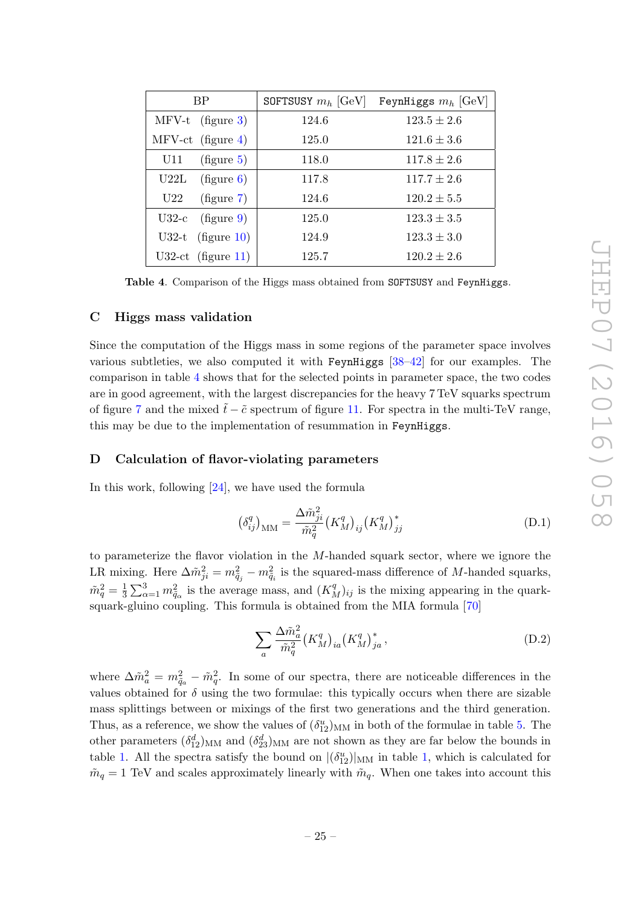| BP | `SOFTSUSY` $m_h$ [GeV] | `FeynHiggs` $m_h$ [GeV] |
|---|---|---|
| MFV-t (figure 3) | 124.6 | $123.5 \pm 2.6$ |
| MFV-ct (figure 4) | 125.0 | $121.6 \pm 3.6$ |
| U11 (figure 5) | 118.0 | $117.8 \pm 2.6$ |
| U22L (figure 6) | 117.8 | $117.7 \pm 2.6$ |
| U22 (figure 7) | 124.6 | $120.2 \pm 5.5$ |
| U32-c (figure 9) | 125.0 | $123.3 \pm 3.5$ |
| U32-t (figure 10) | 124.9 | $123.3 \pm 3.0$ |
| U32-ct (figure 11) | 125.7 | $120.2 \pm 2.6$ |

**Table 4**. Comparison of the Higgs mass obtained from `SOFTSUSY` and `FeynHiggs`.

## C Higgs mass validation

Since the computation of the Higgs mass in some regions of the parameter space involves various subtleties, we also computed it with `FeynHiggs` [38–42] for our examples. The comparison in table 4 shows that for the selected points in parameter space, the two codes are in good agreement, with the largest discrepancies for the heavy 7 TeV squarks spectrum of figure 7 and the mixed $\tilde{t}-\tilde{c}$ spectrum of figure 11. For spectra in the multi-TeV range, this may be due to the implementation of resummation in `FeynHiggs`.

## D Calculation of flavor-violating parameters

In this work, following [24], we have used the formula

$$(\delta^q_{ij})_{\rm MM} = \frac{\Delta\tilde{m}^2_{ji}}{\tilde{m}^2_q}(K^q_M)_{ij}(K^q_M)^*_{jj} \tag{D.1}$$

to parameterize the flavor violation in the $M$-handed squark sector, where we ignore the LR mixing. Here $\Delta\tilde{m}^2_{ji} = m^2_{\tilde{q}_j} - m^2_{\tilde{q}_i}$ is the squared-mass difference of $M$-handed squarks, $\tilde{m}^2_q = \frac{1}{3}\sum_{\alpha=1}^{3} m^2_{\tilde{q}_\alpha}$ is the average mass, and $(K^q_M)_{ij}$ is the mixing appearing in the quark-squark-gluino coupling. This formula is obtained from the MIA formula [70]

$$\sum_a \frac{\Delta\tilde{m}^2_a}{\tilde{m}^2_q}(K^q_M)_{ia}(K^q_M)^*_{ja}\,, \tag{D.2}$$

where $\Delta\tilde{m}^2_a = m^2_{\tilde{q}_a} - \tilde{m}^2_q$. In some of our spectra, there are noticeable differences in the values obtained for $\delta$ using the two formulae: this typically occurs when there are sizable mass splittings between or mixings of the first two generations and the third generation. Thus, as a reference, we show the values of $(\delta^u_{12})_{\rm MM}$ in both of the formulae in table 5. The other parameters $(\delta^d_{12})_{\rm MM}$ and $(\delta^d_{23})_{\rm MM}$ are not shown as they are far below the bounds in table 1. All the spectra satisfy the bound on $|(\delta^u_{12})|_{\rm MM}$ in table 1, which is calculated for $\tilde{m}_q = 1$ TeV and scales approximately linearly with $\tilde{m}_q$. When one takes into account this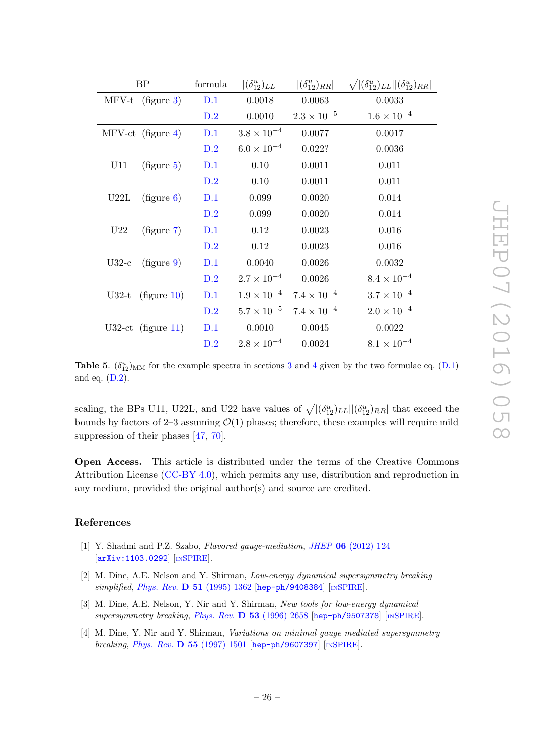| BP | formula | $\|(\delta^u_{12})_{LL}\|$ | $\|(\delta^u_{12})_{RR}\|$ | $\sqrt{\|(\delta^u_{12})_{LL}\|\|(\delta^u_{12})_{RR}\|}$ |
|---|---|---|---|---|
| MFV-t (figure 3) | D.1 | 0.0018 | 0.0063 | 0.0033 |
| | D.2 | 0.0010 | $2.3 \times 10^{-5}$ | $1.6 \times 10^{-4}$ |
| MFV-ct (figure 4) | D.1 | $3.8 \times 10^{-4}$ | 0.0077 | 0.0017 |
| | D.2 | $6.0 \times 10^{-4}$ | 0.022? | 0.0036 |
| U11 (figure 5) | D.1 | 0.10 | 0.0011 | 0.011 |
| | D.2 | 0.10 | 0.0011 | 0.011 |
| U22L (figure 6) | D.1 | 0.099 | 0.0020 | 0.014 |
| | D.2 | 0.099 | 0.0020 | 0.014 |
| U22 (figure 7) | D.1 | 0.12 | 0.0023 | 0.016 |
| | D.2 | 0.12 | 0.0023 | 0.016 |
| U32-c (figure 9) | D.1 | 0.0040 | 0.0026 | 0.0032 |
| | D.2 | $2.7 \times 10^{-4}$ | 0.0026 | $8.4 \times 10^{-4}$ |
| U32-t (figure 10) | D.1 | $1.9 \times 10^{-4}$ | $7.4 \times 10^{-4}$ | $3.7 \times 10^{-4}$ |
| | D.2 | $5.7 \times 10^{-5}$ | $7.4 \times 10^{-4}$ | $2.0 \times 10^{-4}$ |
| U32-ct (figure 11) | D.1 | 0.0010 | 0.0045 | 0.0022 |
| | D.2 | $2.8 \times 10^{-4}$ | 0.0024 | $8.1 \times 10^{-4}$ |

**Table 5**. $(\delta^u_{12})_{\rm MM}$ for the example spectra in sections 3 and 4 given by the two formulae eq. (D.1) and eq. (D.2).

scaling, the BPs U11, U22L, and U22 have values of $\sqrt{|(\delta^u_{12})_{LL}||(\delta^u_{12})_{RR}|}$ that exceed the bounds by factors of 2–3 assuming $\mathcal{O}(1)$ phases; therefore, these examples will require mild suppression of their phases [47, 70].

**Open Access.** This article is distributed under the terms of the Creative Commons Attribution License (CC-BY 4.0), which permits any use, distribution and reproduction in any medium, provided the original author(s) and source are credited.

## References

[1] Y. Shadmi and P.Z. Szabo, *Flavored gauge-mediation*, JHEP **06** (2012) 124 [arXiv:1103.0292] [INSPIRE].

[2] M. Dine, A.E. Nelson and Y. Shirman, *Low-energy dynamical supersymmetry breaking simplified*, Phys. Rev. **D 51** (1995) 1362 [hep-ph/9408384] [INSPIRE].

[3] M. Dine, A.E. Nelson, Y. Nir and Y. Shirman, *New tools for low-energy dynamical supersymmetry breaking*, Phys. Rev. **D 53** (1996) 2658 [hep-ph/9507378] [INSPIRE].

[4] M. Dine, Y. Nir and Y. Shirman, *Variations on minimal gauge mediated supersymmetry breaking*, Phys. Rev. **D 55** (1997) 1501 [hep-ph/9607397] [INSPIRE].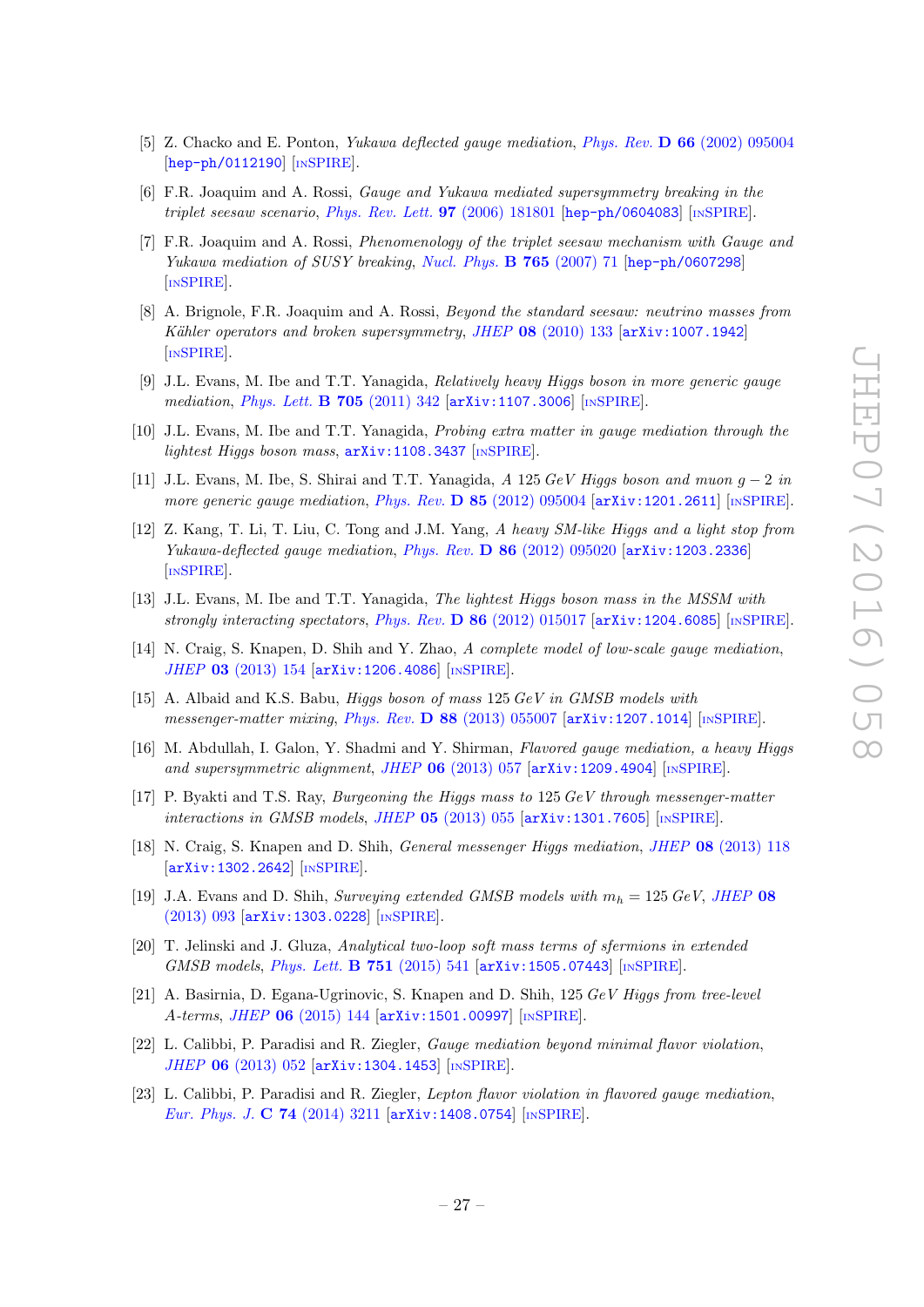[5] Z. Chacko and E. Ponton, *Yukawa deflected gauge mediation*, Phys. Rev. **D 66** (2002) 095004 [hep-ph/0112190] [INSPIRE].

[6] F.R. Joaquim and A. Rossi, *Gauge and Yukawa mediated supersymmetry breaking in the triplet seesaw scenario*, Phys. Rev. Lett. **97** (2006) 181801 [hep-ph/0604083] [INSPIRE].

[7] F.R. Joaquim and A. Rossi, *Phenomenology of the triplet seesaw mechanism with Gauge and Yukawa mediation of SUSY breaking*, Nucl. Phys. **B 765** (2007) 71 [hep-ph/0607298] [INSPIRE].

[8] A. Brignole, F.R. Joaquim and A. Rossi, *Beyond the standard seesaw: neutrino masses from Kähler operators and broken supersymmetry*, JHEP **08** (2010) 133 [arXiv:1007.1942] [INSPIRE].

[9] J.L. Evans, M. Ibe and T.T. Yanagida, *Relatively heavy Higgs boson in more generic gauge mediation*, Phys. Lett. **B 705** (2011) 342 [arXiv:1107.3006] [INSPIRE].

[10] J.L. Evans, M. Ibe and T.T. Yanagida, *Probing extra matter in gauge mediation through the lightest Higgs boson mass*, arXiv:1108.3437 [INSPIRE].

[11] J.L. Evans, M. Ibe, S. Shirai and T.T. Yanagida, *A 125 GeV Higgs boson and muon $g-2$ in more generic gauge mediation*, Phys. Rev. **D 85** (2012) 095004 [arXiv:1201.2611] [INSPIRE].

[12] Z. Kang, T. Li, T. Liu, C. Tong and J.M. Yang, *A heavy SM-like Higgs and a light stop from Yukawa-deflected gauge mediation*, Phys. Rev. **D 86** (2012) 095020 [arXiv:1203.2336] [INSPIRE].

[13] J.L. Evans, M. Ibe and T.T. Yanagida, *The lightest Higgs boson mass in the MSSM with strongly interacting spectators*, Phys. Rev. **D 86** (2012) 015017 [arXiv:1204.6085] [INSPIRE].

[14] N. Craig, S. Knapen, D. Shih and Y. Zhao, *A complete model of low-scale gauge mediation*, JHEP **03** (2013) 154 [arXiv:1206.4086] [INSPIRE].

[15] A. Albaid and K.S. Babu, *Higgs boson of mass 125 GeV in GMSB models with messenger-matter mixing*, Phys. Rev. **D 88** (2013) 055007 [arXiv:1207.1014] [INSPIRE].

[16] M. Abdullah, I. Galon, Y. Shadmi and Y. Shirman, *Flavored gauge mediation, a heavy Higgs and supersymmetric alignment*, JHEP **06** (2013) 057 [arXiv:1209.4904] [INSPIRE].

[17] P. Byakti and T.S. Ray, *Burgeoning the Higgs mass to 125 GeV through messenger-matter interactions in GMSB models*, JHEP **05** (2013) 055 [arXiv:1301.7605] [INSPIRE].

[18] N. Craig, S. Knapen and D. Shih, *General messenger Higgs mediation*, JHEP **08** (2013) 118 [arXiv:1302.2642] [INSPIRE].

[19] J.A. Evans and D. Shih, *Surveying extended GMSB models with $m_h = 125$ GeV*, JHEP **08** (2013) 093 [arXiv:1303.0228] [INSPIRE].

[20] T. Jelinski and J. Gluza, *Analytical two-loop soft mass terms of sfermions in extended GMSB models*, Phys. Lett. **B 751** (2015) 541 [arXiv:1505.07443] [INSPIRE].

[21] A. Basirnia, D. Egana-Ugrinovic, S. Knapen and D. Shih, *125 GeV Higgs from tree-level A-terms*, JHEP **06** (2015) 144 [arXiv:1501.00997] [INSPIRE].

[22] L. Calibbi, P. Paradisi and R. Ziegler, *Gauge mediation beyond minimal flavor violation*, JHEP **06** (2013) 052 [arXiv:1304.1453] [INSPIRE].

[23] L. Calibbi, P. Paradisi and R. Ziegler, *Lepton flavor violation in flavored gauge mediation*, Eur. Phys. J. **C 74** (2014) 3211 [arXiv:1408.0754] [INSPIRE].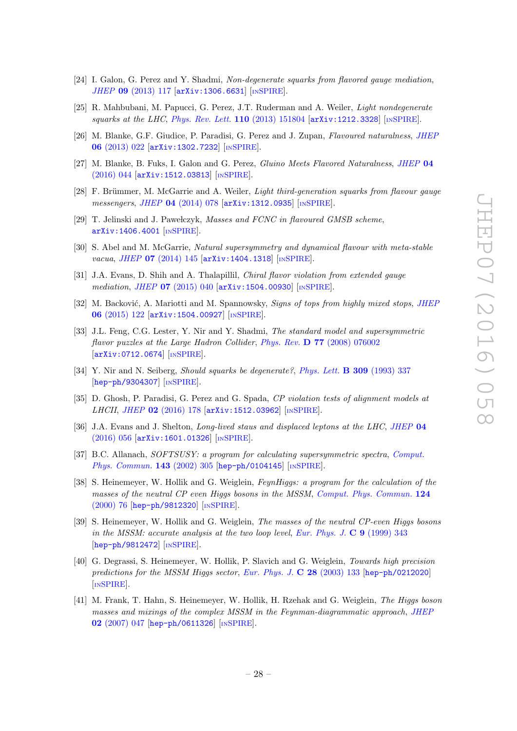[24] I. Galon, G. Perez and Y. Shadmi, *Non-degenerate squarks from flavored gauge mediation*, *JHEP* **09** (2013) 117 [arXiv:1306.6631] [INSPIRE].

[25] R. Mahbubani, M. Papucci, G. Perez, J.T. Ruderman and A. Weiler, *Light nondegenerate squarks at the LHC*, *Phys. Rev. Lett.* **110** (2013) 151804 [arXiv:1212.3328] [INSPIRE].

[26] M. Blanke, G.F. Giudice, P. Paradisi, G. Perez and J. Zupan, *Flavoured naturalness*, *JHEP* **06** (2013) 022 [arXiv:1302.7232] [INSPIRE].

[27] M. Blanke, B. Fuks, I. Galon and G. Perez, *Gluino Meets Flavored Naturalness*, *JHEP* **04** (2016) 044 [arXiv:1512.03813] [INSPIRE].

[28] F. Brümmer, M. McGarrie and A. Weiler, *Light third-generation squarks from flavour gauge messengers*, *JHEP* **04** (2014) 078 [arXiv:1312.0935] [INSPIRE].

[29] T. Jelinski and J. Pawełczyk, *Masses and FCNC in flavoured GMSB scheme*, arXiv:1406.4001 [INSPIRE].

[30] S. Abel and M. McGarrie, *Natural supersymmetry and dynamical flavour with meta-stable vacua*, *JHEP* **07** (2014) 145 [arXiv:1404.1318] [INSPIRE].

[31] J.A. Evans, D. Shih and A. Thalapillil, *Chiral flavor violation from extended gauge mediation*, *JHEP* **07** (2015) 040 [arXiv:1504.00930] [INSPIRE].

[32] M. Backović, A. Mariotti and M. Spannowsky, *Signs of tops from highly mixed stops*, *JHEP* **06** (2015) 122 [arXiv:1504.00927] [INSPIRE].

[33] J.L. Feng, C.G. Lester, Y. Nir and Y. Shadmi, *The standard model and supersymmetric flavor puzzles at the Large Hadron Collider*, *Phys. Rev.* **D 77** (2008) 076002 [arXiv:0712.0674] [INSPIRE].

[34] Y. Nir and N. Seiberg, *Should squarks be degenerate?*, *Phys. Lett.* **B 309** (1993) 337 [hep-ph/9304307] [INSPIRE].

[35] D. Ghosh, P. Paradisi, G. Perez and G. Spada, *CP violation tests of alignment models at LHCII*, *JHEP* **02** (2016) 178 [arXiv:1512.03962] [INSPIRE].

[36] J.A. Evans and J. Shelton, *Long-lived staus and displaced leptons at the LHC*, *JHEP* **04** (2016) 056 [arXiv:1601.01326] [INSPIRE].

[37] B.C. Allanach, *SOFTSUSY: a program for calculating supersymmetric spectra*, *Comput. Phys. Commun.* **143** (2002) 305 [hep-ph/0104145] [INSPIRE].

[38] S. Heinemeyer, W. Hollik and G. Weiglein, *FeynHiggs: a program for the calculation of the masses of the neutral CP even Higgs bosons in the MSSM*, *Comput. Phys. Commun.* **124** (2000) 76 [hep-ph/9812320] [INSPIRE].

[39] S. Heinemeyer, W. Hollik and G. Weiglein, *The masses of the neutral CP-even Higgs bosons in the MSSM: accurate analysis at the two loop level*, *Eur. Phys. J.* **C 9** (1999) 343 [hep-ph/9812472] [INSPIRE].

[40] G. Degrassi, S. Heinemeyer, W. Hollik, P. Slavich and G. Weiglein, *Towards high precision predictions for the MSSM Higgs sector*, *Eur. Phys. J.* **C 28** (2003) 133 [hep-ph/0212020] [INSPIRE].

[41] M. Frank, T. Hahn, S. Heinemeyer, W. Hollik, H. Rzehak and G. Weiglein, *The Higgs boson masses and mixings of the complex MSSM in the Feynman-diagrammatic approach*, *JHEP* **02** (2007) 047 [hep-ph/0611326] [INSPIRE].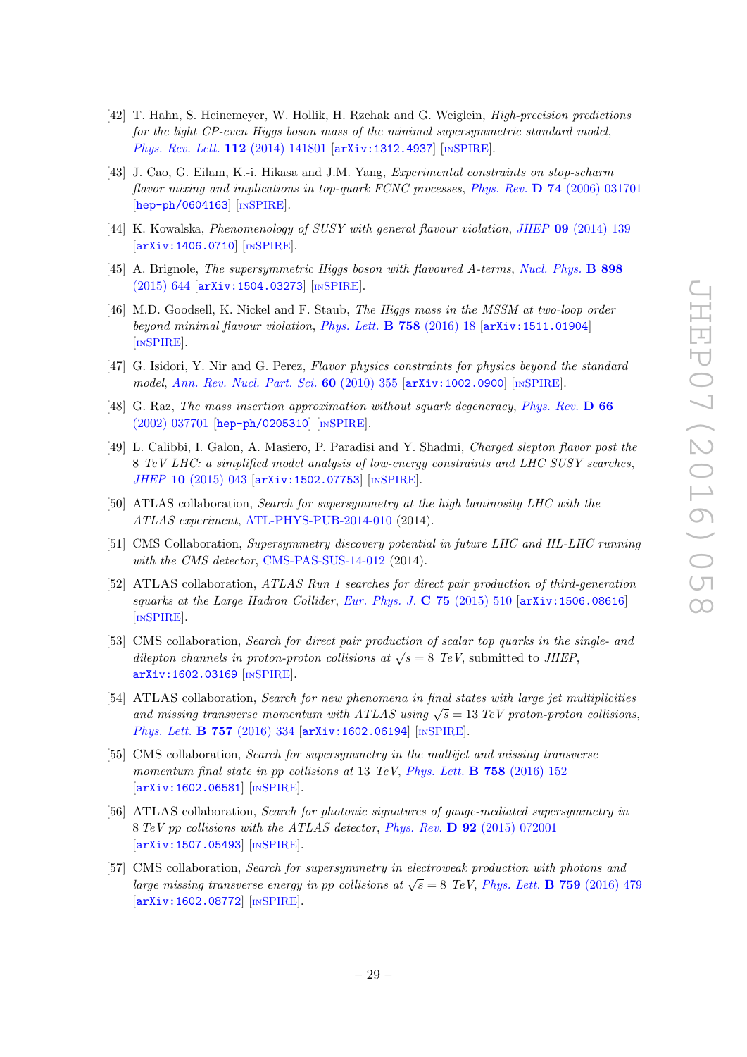[42] T. Hahn, S. Heinemeyer, W. Hollik, H. Rzehak and G. Weiglein, *High-precision predictions for the light CP-even Higgs boson mass of the minimal supersymmetric standard model*, Phys. Rev. Lett. **112** (2014) 141801 [arXiv:1312.4937] [INSPIRE].

[43] J. Cao, G. Eilam, K.-i. Hikasa and J.M. Yang, *Experimental constraints on stop-scharm flavor mixing and implications in top-quark FCNC processes*, Phys. Rev. **D 74** (2006) 031701 [hep-ph/0604163] [INSPIRE].

[44] K. Kowalska, *Phenomenology of SUSY with general flavour violation*, JHEP **09** (2014) 139 [arXiv:1406.0710] [INSPIRE].

[45] A. Brignole, *The supersymmetric Higgs boson with flavoured A-terms*, Nucl. Phys. **B 898** (2015) 644 [arXiv:1504.03273] [INSPIRE].

[46] M.D. Goodsell, K. Nickel and F. Staub, *The Higgs mass in the MSSM at two-loop order beyond minimal flavour violation*, Phys. Lett. **B 758** (2016) 18 [arXiv:1511.01904] [INSPIRE].

[47] G. Isidori, Y. Nir and G. Perez, *Flavor physics constraints for physics beyond the standard model*, Ann. Rev. Nucl. Part. Sci. **60** (2010) 355 [arXiv:1002.0900] [INSPIRE].

[48] G. Raz, *The mass insertion approximation without squark degeneracy*, Phys. Rev. **D 66** (2002) 037701 [hep-ph/0205310] [INSPIRE].

[49] L. Calibbi, I. Galon, A. Masiero, P. Paradisi and Y. Shadmi, *Charged slepton flavor post the 8 TeV LHC: a simplified model analysis of low-energy constraints and LHC SUSY searches*, JHEP **10** (2015) 043 [arXiv:1502.07753] [INSPIRE].

[50] ATLAS collaboration, *Search for supersymmetry at the high luminosity LHC with the ATLAS experiment*, ATL-PHYS-PUB-2014-010 (2014).

[51] CMS Collaboration, *Supersymmetry discovery potential in future LHC and HL-LHC running with the CMS detector*, CMS-PAS-SUS-14-012 (2014).

[52] ATLAS collaboration, *ATLAS Run 1 searches for direct pair production of third-generation squarks at the Large Hadron Collider*, Eur. Phys. J. **C 75** (2015) 510 [arXiv:1506.08616] [INSPIRE].

[53] CMS collaboration, *Search for direct pair production of scalar top quarks in the single- and dilepton channels in proton-proton collisions at $\sqrt{s} = 8$ TeV*, submitted to *JHEP*, arXiv:1602.03169 [INSPIRE].

[54] ATLAS collaboration, *Search for new phenomena in final states with large jet multiplicities and missing transverse momentum with ATLAS using $\sqrt{s} = 13$ TeV proton-proton collisions*, Phys. Lett. **B 757** (2016) 334 [arXiv:1602.06194] [INSPIRE].

[55] CMS collaboration, *Search for supersymmetry in the multijet and missing transverse momentum final state in pp collisions at 13 TeV*, Phys. Lett. **B 758** (2016) 152 [arXiv:1602.06581] [INSPIRE].

[56] ATLAS collaboration, *Search for photonic signatures of gauge-mediated supersymmetry in 8 TeV pp collisions with the ATLAS detector*, Phys. Rev. **D 92** (2015) 072001 [arXiv:1507.05493] [INSPIRE].

[57] CMS collaboration, *Search for supersymmetry in electroweak production with photons and large missing transverse energy in pp collisions at $\sqrt{s} = 8$ TeV*, Phys. Lett. **B 759** (2016) 479 [arXiv:1602.08772] [INSPIRE].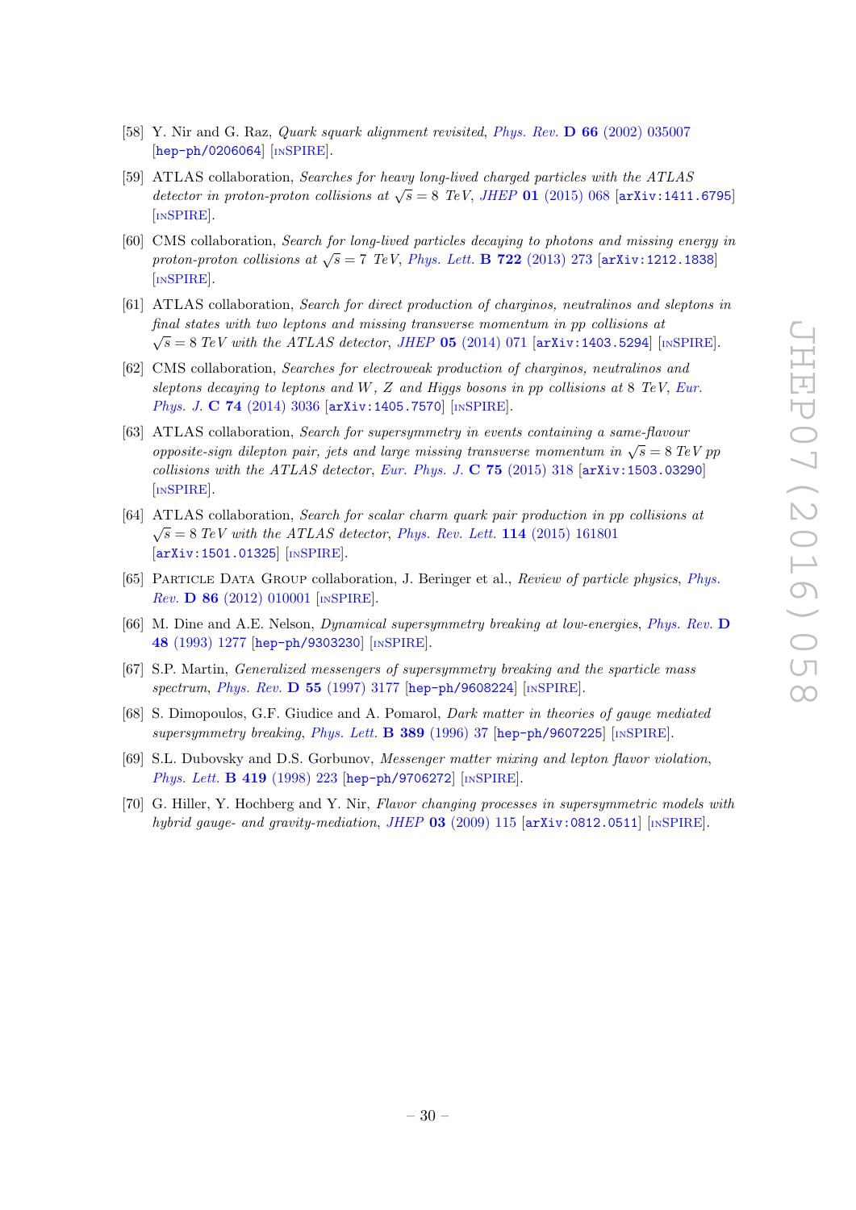[58] Y. Nir and G. Raz, *Quark squark alignment revisited*, Phys. Rev. **D 66** (2002) 035007 [hep-ph/0206064] [INSPIRE].

[59] ATLAS collaboration, *Searches for heavy long-lived charged particles with the ATLAS detector in proton-proton collisions at $\sqrt{s} = 8$ TeV*, JHEP **01** (2015) 068 [arXiv:1411.6795] [INSPIRE].

[60] CMS collaboration, *Search for long-lived particles decaying to photons and missing energy in proton-proton collisions at $\sqrt{s} = 7$ TeV*, Phys. Lett. **B 722** (2013) 273 [arXiv:1212.1838] [INSPIRE].

[61] ATLAS collaboration, *Search for direct production of charginos, neutralinos and sleptons in final states with two leptons and missing transverse momentum in pp collisions at $\sqrt{s} = 8$ TeV with the ATLAS detector*, JHEP **05** (2014) 071 [arXiv:1403.5294] [INSPIRE].

[62] CMS collaboration, *Searches for electroweak production of charginos, neutralinos and sleptons decaying to leptons and W, Z and Higgs bosons in pp collisions at 8 TeV*, Eur. Phys. J. **C 74** (2014) 3036 [arXiv:1405.7570] [INSPIRE].

[63] ATLAS collaboration, *Search for supersymmetry in events containing a same-flavour opposite-sign dilepton pair, jets and large missing transverse momentum in $\sqrt{s} = 8$ TeV pp collisions with the ATLAS detector*, Eur. Phys. J. **C 75** (2015) 318 [arXiv:1503.03290] [INSPIRE].

[64] ATLAS collaboration, *Search for scalar charm quark pair production in pp collisions at $\sqrt{s} = 8$ TeV with the ATLAS detector*, Phys. Rev. Lett. **114** (2015) 161801 [arXiv:1501.01325] [INSPIRE].

[65] Particle Data Group collaboration, J. Beringer et al., *Review of particle physics*, Phys. Rev. **D 86** (2012) 010001 [INSPIRE].

[66] M. Dine and A.E. Nelson, *Dynamical supersymmetry breaking at low-energies*, Phys. Rev. **D 48** (1993) 1277 [hep-ph/9303230] [INSPIRE].

[67] S.P. Martin, *Generalized messengers of supersymmetry breaking and the sparticle mass spectrum*, Phys. Rev. **D 55** (1997) 3177 [hep-ph/9608224] [INSPIRE].

[68] S. Dimopoulos, G.F. Giudice and A. Pomarol, *Dark matter in theories of gauge mediated supersymmetry breaking*, Phys. Lett. **B 389** (1996) 37 [hep-ph/9607225] [INSPIRE].

[69] S.L. Dubovsky and D.S. Gorbunov, *Messenger matter mixing and lepton flavor violation*, Phys. Lett. **B 419** (1998) 223 [hep-ph/9706272] [INSPIRE].

[70] G. Hiller, Y. Hochberg and Y. Nir, *Flavor changing processes in supersymmetric models with hybrid gauge- and gravity-mediation*, JHEP **03** (2009) 115 [arXiv:0812.0511] [INSPIRE].